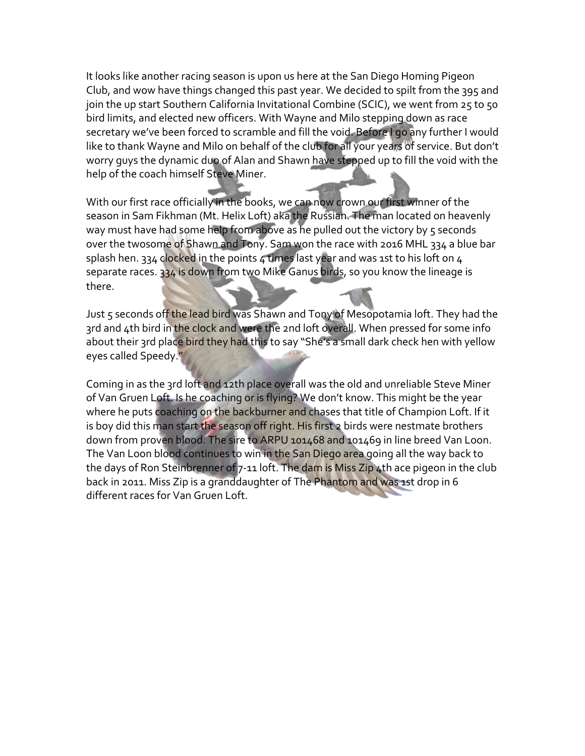It looks like another racing season is upon us here at the San Diego Homing Pigeon Club, and wow have things changed this past year. We decided to spilt from the 395 and join the up start Southern California Invitational Combine (SCIC), we went from 25 to 50 bird limits, and elected new officers. With Wayne and Milo stepping down as race secretary we've been forced to scramble and fill the void. Before I go any further I would like to thank Wayne and Milo on behalf of the club for all your years of service. But don't worry guys the dynamic duo of Alan and Shawn have stepped up to fill the void with the help of the coach himself Steve Miner.

With our first race officially in the books, we can now crown our first winner of the season in Sam Fikhman (Mt. Helix Loft) aka the Russian. The man located on heavenly way must have had some help from above as he pulled out the victory by 5 seconds over the twosome of Shawn and Tony. Sam won the race with 2016 MHL 334 a blue bar splash hen. 334 clocked in the points 4 times last year and was 1st to his loft on 4 separate races. 334 is down from two Mike Ganus birds, so you know the lineage is there.

Just 5 seconds off the lead bird was Shawn and Tony of Mesopotamia loft. They had the 3rd and 4th bird in the clock and were the 2nd loft overall. When pressed for some info about their 3rd place bird they had this to say "She's a small dark check hen with yellow eyes called Speedy."

Coming in as the 3rd loft and 12th place overall was the old and unreliable Steve Miner of Van Gruen Loft. Is he coaching or is flying? We don't know. This might be the year where he puts coaching on the backburner and chases that title of Champion Loft. If it is boy did this man start the season off right. His first 2 birds were nestmate brothers down from proven blood. The sire to ARPU 101468 and 101469 in line breed Van Loon. The Van Loon blood continues to win in the San Diego area going all the way back to the days of Ron Steinbrenner of 7-11 loft. The dam is Miss Zip 4th ace pigeon in the club back in 2011. Miss Zip is a granddaughter of The Phantom and was 1st drop in 6 different races for Van Gruen Loft.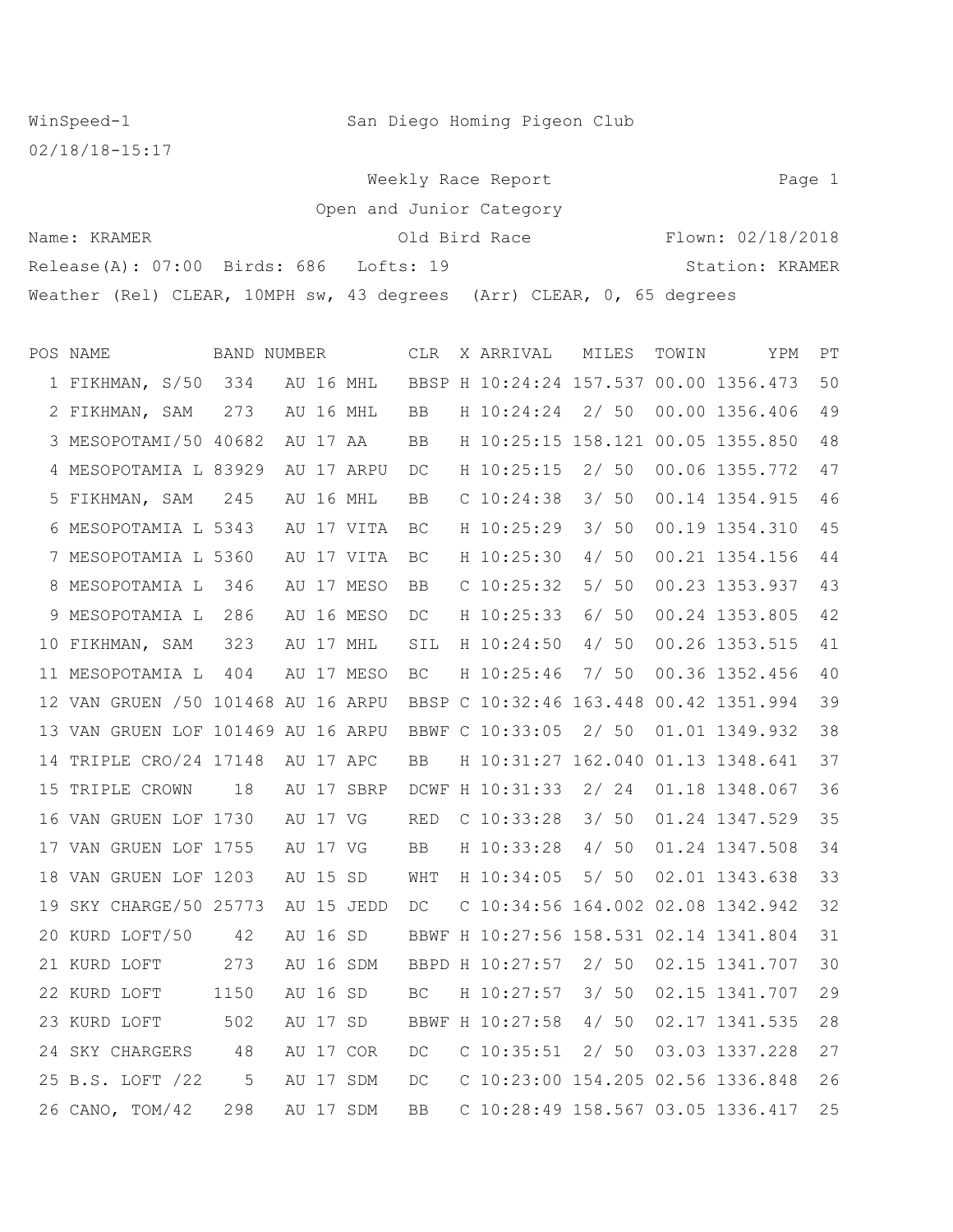WinSpeed-1 San Diego Homing Pigeon Club

02/18/18-15:17

Weekly Race Report

Open and Junior Category

Name: KRAMER    Old Bird Race    Flown: 02/18/2018

Release(A): 07:00  Birds: 686  Lofts: 19    Station: KRAMER

Weather (Rel) CLEAR, 10MPH sw, 43 degrees  (Arr) CLEAR, 0, 65 degrees

| POS | NAME | BAND NUMBER | CLR | X | ARRIVAL | MILES | TOWIN | YPM | PT |
|---|---|---|---|---|---|---|---|---|---|
| 1 | FIKHMAN, S/50 | 334 AU 16 MHL | BBSP | H | 10:24:24 | 157.537 | 00.00 | 1356.473 | 50 |
| 2 | FIKHMAN, SAM | 273 AU 16 MHL | BB | H | 10:24:24 | 2/ 50 | 00.00 | 1356.406 | 49 |
| 3 | MESOPOTAMI/50 | 40682 AU 17 AA | BB | H | 10:25:15 | 158.121 | 00.05 | 1355.850 | 48 |
| 4 | MESOPOTAMIA L | 83929 AU 17 ARPU | DC | H | 10:25:15 | 2/ 50 | 00.06 | 1355.772 | 47 |
| 5 | FIKHMAN, SAM | 245 AU 16 MHL | BB | C | 10:24:38 | 3/ 50 | 00.14 | 1354.915 | 46 |
| 6 | MESOPOTAMIA L | 5343 AU 17 VITA | BC | H | 10:25:29 | 3/ 50 | 00.19 | 1354.310 | 45 |
| 7 | MESOPOTAMIA L | 5360 AU 17 VITA | BC | H | 10:25:30 | 4/ 50 | 00.21 | 1354.156 | 44 |
| 8 | MESOPOTAMIA L | 346 AU 17 MESO | BB | C | 10:25:32 | 5/ 50 | 00.23 | 1353.937 | 43 |
| 9 | MESOPOTAMIA L | 286 AU 16 MESO | DC | H | 10:25:33 | 6/ 50 | 00.24 | 1353.805 | 42 |
| 10 | FIKHMAN, SAM | 323 AU 17 MHL | SIL | H | 10:24:50 | 4/ 50 | 00.26 | 1353.515 | 41 |
| 11 | MESOPOTAMIA L | 404 AU 17 MESO | BC | H | 10:25:46 | 7/ 50 | 00.36 | 1352.456 | 40 |
| 12 | VAN GRUEN /50 | 101468 AU 16 ARPU | BBSP | C | 10:32:46 | 163.448 | 00.42 | 1351.994 | 39 |
| 13 | VAN GRUEN LOF | 101469 AU 16 ARPU | BBWF | C | 10:33:05 | 2/ 50 | 01.01 | 1349.932 | 38 |
| 14 | TRIPLE CRO/24 | 17148 AU 17 APC | BB | H | 10:31:27 | 162.040 | 01.13 | 1348.641 | 37 |
| 15 | TRIPLE CROWN | 18 AU 17 SBRP | DCWF | H | 10:31:33 | 2/ 24 | 01.18 | 1348.067 | 36 |
| 16 | VAN GRUEN LOF | 1730 AU 17 VG | RED | C | 10:33:28 | 3/ 50 | 01.24 | 1347.529 | 35 |
| 17 | VAN GRUEN LOF | 1755 AU 17 VG | BB | H | 10:33:28 | 4/ 50 | 01.24 | 1347.508 | 34 |
| 18 | VAN GRUEN LOF | 1203 AU 15 SD | WHT | H | 10:34:05 | 5/ 50 | 02.01 | 1343.638 | 33 |
| 19 | SKY CHARGE/50 | 25773 AU 15 JEDD | DC | C | 10:34:56 | 164.002 | 02.08 | 1342.942 | 32 |
| 20 | KURD LOFT/50 | 42 AU 16 SD | BBWF | H | 10:27:56 | 158.531 | 02.14 | 1341.804 | 31 |
| 21 | KURD LOFT | 273 AU 16 SDM | BBPD | H | 10:27:57 | 2/ 50 | 02.15 | 1341.707 | 30 |
| 22 | KURD LOFT | 1150 AU 16 SD | BC | H | 10:27:57 | 3/ 50 | 02.15 | 1341.707 | 29 |
| 23 | KURD LOFT | 502 AU 17 SD | BBWF | H | 10:27:58 | 4/ 50 | 02.17 | 1341.535 | 28 |
| 24 | SKY CHARGERS | 48 AU 17 COR | DC | C | 10:35:51 | 2/ 50 | 03.03 | 1337.228 | 27 |
| 25 | B.S. LOFT /22 | 5 AU 17 SDM | DC | C | 10:23:00 | 154.205 | 02.56 | 1336.848 | 26 |
| 26 | CANO, TOM/42 | 298 AU 17 SDM | BB | C | 10:28:49 | 158.567 | 03.05 | 1336.417 | 25 |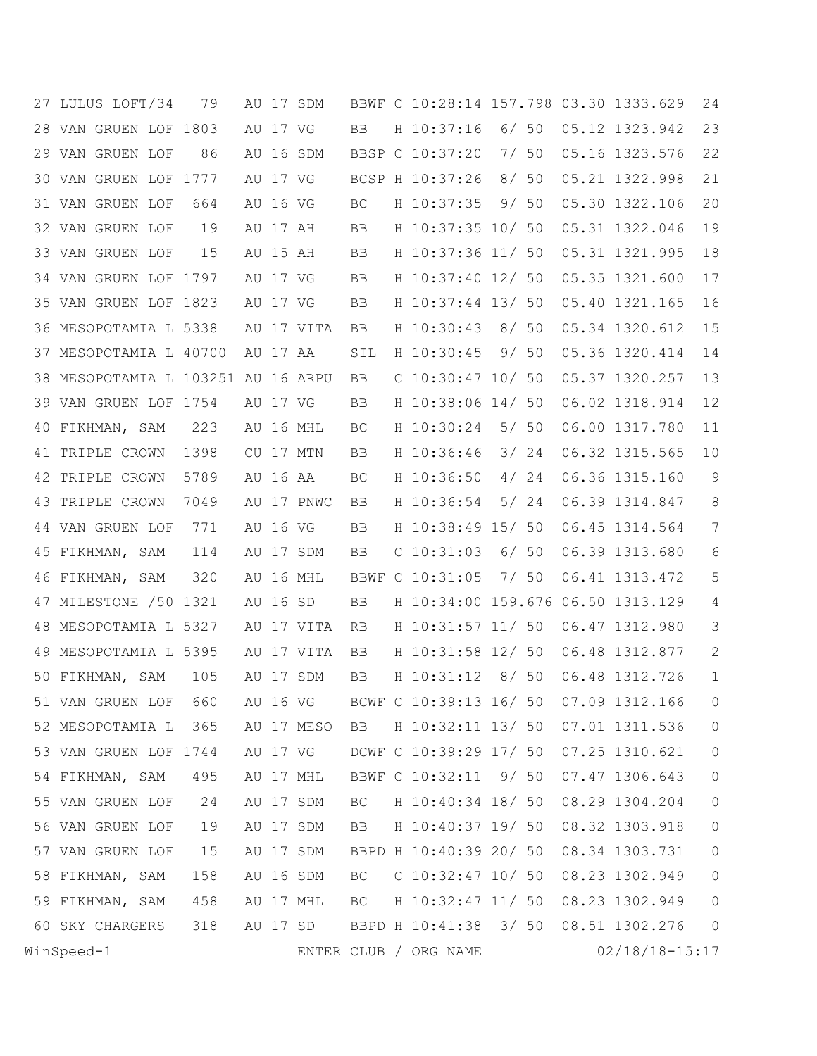| Pos | Name | Band | Color | Sex | Arrival | Pos/Entries | To Win | Speed | Points |
|---|---|---|---|---|---|---|---|---|---|
| 27 | LULUS LOFT/34 | 79 AU 17 SDM | BBWF | C | 10:28:14 | 157.798 | 03.30 | 1333.629 | 24 |
| 28 | VAN GRUEN LOF | 1803 AU 17 VG | BB | H | 10:37:16 | 6/ 50 | 05.12 | 1323.942 | 23 |
| 29 | VAN GRUEN LOF | 86 AU 16 SDM | BBSP | C | 10:37:20 | 7/ 50 | 05.16 | 1323.576 | 22 |
| 30 | VAN GRUEN LOF | 1777 AU 17 VG | BCSP | H | 10:37:26 | 8/ 50 | 05.21 | 1322.998 | 21 |
| 31 | VAN GRUEN LOF | 664 AU 16 VG | BC | H | 10:37:35 | 9/ 50 | 05.30 | 1322.106 | 20 |
| 32 | VAN GRUEN LOF | 19 AU 17 AH | BB | H | 10:37:35 | 10/ 50 | 05.31 | 1322.046 | 19 |
| 33 | VAN GRUEN LOF | 15 AU 15 AH | BB | H | 10:37:36 | 11/ 50 | 05.31 | 1321.995 | 18 |
| 34 | VAN GRUEN LOF | 1797 AU 17 VG | BB | H | 10:37:40 | 12/ 50 | 05.35 | 1321.600 | 17 |
| 35 | VAN GRUEN LOF | 1823 AU 17 VG | BB | H | 10:37:44 | 13/ 50 | 05.40 | 1321.165 | 16 |
| 36 | MESOPOTAMIA L | 5338 AU 17 VITA | BB | H | 10:30:43 | 8/ 50 | 05.34 | 1320.612 | 15 |
| 37 | MESOPOTAMIA L | 40700 AU 17 AA | SIL | H | 10:30:45 | 9/ 50 | 05.36 | 1320.414 | 14 |
| 38 | MESOPOTAMIA L | 103251 AU 16 ARPU | BB | C | 10:30:47 | 10/ 50 | 05.37 | 1320.257 | 13 |
| 39 | VAN GRUEN LOF | 1754 AU 17 VG | BB | H | 10:38:06 | 14/ 50 | 06.02 | 1318.914 | 12 |
| 40 | FIKHMAN, SAM | 223 AU 16 MHL | BC | H | 10:30:24 | 5/ 50 | 06.00 | 1317.780 | 11 |
| 41 | TRIPLE CROWN | 1398 CU 17 MTN | BB | H | 10:36:46 | 3/ 24 | 06.32 | 1315.565 | 10 |
| 42 | TRIPLE CROWN | 5789 AU 16 AA | BC | H | 10:36:50 | 4/ 24 | 06.36 | 1315.160 | 9 |
| 43 | TRIPLE CROWN | 7049 AU 17 PNWC | BB | H | 10:36:54 | 5/ 24 | 06.39 | 1314.847 | 8 |
| 44 | VAN GRUEN LOF | 771 AU 16 VG | BB | H | 10:38:49 | 15/ 50 | 06.45 | 1314.564 | 7 |
| 45 | FIKHMAN, SAM | 114 AU 17 SDM | BB | C | 10:31:03 | 6/ 50 | 06.39 | 1313.680 | 6 |
| 46 | FIKHMAN, SAM | 320 AU 16 MHL | BBWF | C | 10:31:05 | 7/ 50 | 06.41 | 1313.472 | 5 |
| 47 | MILESTONE /50 | 1321 AU 16 SD | BB | H | 10:34:00 | 159.676 | 06.50 | 1313.129 | 4 |
| 48 | MESOPOTAMIA L | 5327 AU 17 VITA | RB | H | 10:31:57 | 11/ 50 | 06.47 | 1312.980 | 3 |
| 49 | MESOPOTAMIA L | 5395 AU 17 VITA | BB | H | 10:31:58 | 12/ 50 | 06.48 | 1312.877 | 2 |
| 50 | FIKHMAN, SAM | 105 AU 17 SDM | BB | H | 10:31:12 | 8/ 50 | 06.48 | 1312.726 | 1 |
| 51 | VAN GRUEN LOF | 660 AU 16 VG | BCWF | C | 10:39:13 | 16/ 50 | 07.09 | 1312.166 | 0 |
| 52 | MESOPOTAMIA L | 365 AU 17 MESO | BB | H | 10:32:11 | 13/ 50 | 07.01 | 1311.536 | 0 |
| 53 | VAN GRUEN LOF | 1744 AU 17 VG | DCWF | C | 10:39:29 | 17/ 50 | 07.25 | 1310.621 | 0 |
| 54 | FIKHMAN, SAM | 495 AU 17 MHL | BBWF | C | 10:32:11 | 9/ 50 | 07.47 | 1306.643 | 0 |
| 55 | VAN GRUEN LOF | 24 AU 17 SDM | BC | H | 10:40:34 | 18/ 50 | 08.29 | 1304.204 | 0 |
| 56 | VAN GRUEN LOF | 19 AU 17 SDM | BB | H | 10:40:37 | 19/ 50 | 08.32 | 1303.918 | 0 |
| 57 | VAN GRUEN LOF | 15 AU 17 SDM | BBPD | H | 10:40:39 | 20/ 50 | 08.34 | 1303.731 | 0 |
| 58 | FIKHMAN, SAM | 158 AU 16 SDM | BC | C | 10:32:47 | 10/ 50 | 08.23 | 1302.949 | 0 |
| 59 | FIKHMAN, SAM | 458 AU 17 MHL | BC | H | 10:32:47 | 11/ 50 | 08.23 | 1302.949 | 0 |
| 60 | SKY CHARGERS | 318 AU 17 SD | BBPD | H | 10:41:38 | 3/ 50 | 08.51 | 1302.276 | 0 |

WinSpeed-1 ENTER CLUB / ORG NAME 02/18/18-15:17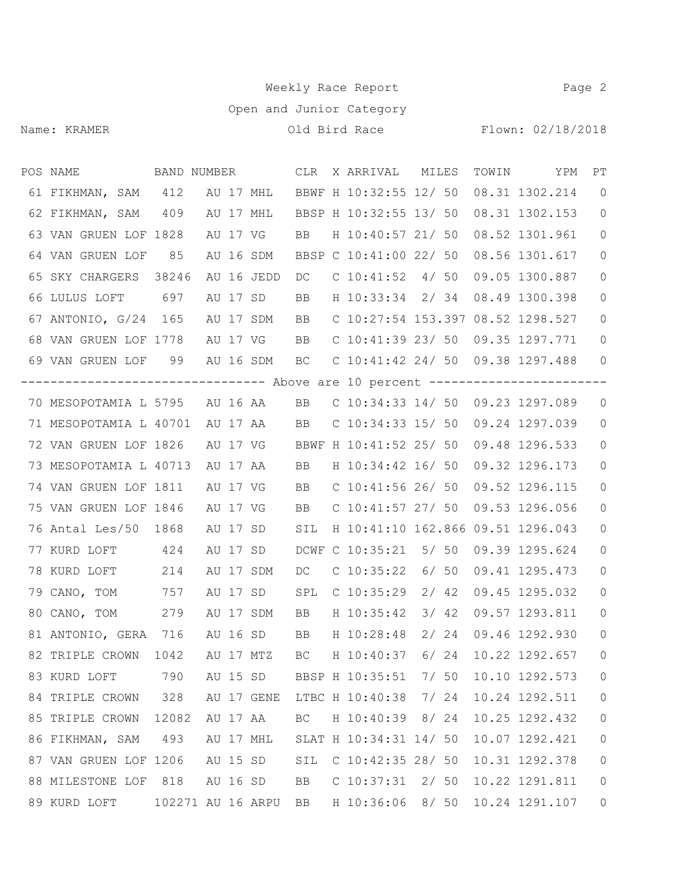Weekly Race Report

Open and Junior Category

Name: KRAMER — Old Bird Race — Flown: 02/18/2018

| POS | NAME | BAND NUMBER | CLR | X | ARRIVAL | MILES | TOWIN | YPM | PT |
|---|---|---|---|---|---|---|---|---|---|
| 61 | FIKHMAN, SAM | 412 AU 17 MHL | BBWF | H | 10:32:55 | 12/ 50 | 08.31 | 1302.214 | 0 |
| 62 | FIKHMAN, SAM | 409 AU 17 MHL | BBSP | H | 10:32:55 | 13/ 50 | 08.31 | 1302.153 | 0 |
| 63 | VAN GRUEN LOF | 1828 AU 17 VG | BB | H | 10:40:57 | 21/ 50 | 08.52 | 1301.961 | 0 |
| 64 | VAN GRUEN LOF | 85 AU 16 SDM | BBSP | C | 10:41:00 | 22/ 50 | 08.56 | 1301.617 | 0 |
| 65 | SKY CHARGERS | 38246 AU 16 JEDD | DC | C | 10:41:52 | 4/ 50 | 09.05 | 1300.887 | 0 |
| 66 | LULUS LOFT | 697 AU 17 SD | BB | H | 10:33:34 | 2/ 34 | 08.49 | 1300.398 | 0 |
| 67 | ANTONIO, G/24 | 165 AU 17 SDM | BB | C | 10:27:54 | 153.397 | 08.52 | 1298.527 | 0 |
| 68 | VAN GRUEN LOF | 1778 AU 17 VG | BB | C | 10:41:39 | 23/ 50 | 09.35 | 1297.771 | 0 |
| 69 | VAN GRUEN LOF | 99 AU 16 SDM | BC | C | 10:41:42 | 24/ 50 | 09.38 | 1297.488 | 0 |
| | ------ Above are 10 percent ------ | | | | | | | | |
| 70 | MESOPOTAMIA L | 5795 AU 16 AA | BB | C | 10:34:33 | 14/ 50 | 09.23 | 1297.089 | 0 |
| 71 | MESOPOTAMIA L | 40701 AU 17 AA | BB | C | 10:34:33 | 15/ 50 | 09.24 | 1297.039 | 0 |
| 72 | VAN GRUEN LOF | 1826 AU 17 VG | BBWF | H | 10:41:52 | 25/ 50 | 09.48 | 1296.533 | 0 |
| 73 | MESOPOTAMIA L | 40713 AU 17 AA | BB | H | 10:34:42 | 16/ 50 | 09.32 | 1296.173 | 0 |
| 74 | VAN GRUEN LOF | 1811 AU 17 VG | BB | C | 10:41:56 | 26/ 50 | 09.52 | 1296.115 | 0 |
| 75 | VAN GRUEN LOF | 1846 AU 17 VG | BB | C | 10:41:57 | 27/ 50 | 09.53 | 1296.056 | 0 |
| 76 | Antal Les/50 | 1868 AU 17 SD | SIL | H | 10:41:10 | 162.866 | 09.51 | 1296.043 | 0 |
| 77 | KURD LOFT | 424 AU 17 SD | DCWF | C | 10:35:21 | 5/ 50 | 09.39 | 1295.624 | 0 |
| 78 | KURD LOFT | 214 AU 17 SDM | DC | C | 10:35:22 | 6/ 50 | 09.41 | 1295.473 | 0 |
| 79 | CANO, TOM | 757 AU 17 SD | SPL | C | 10:35:29 | 2/ 42 | 09.45 | 1295.032 | 0 |
| 80 | CANO, TOM | 279 AU 17 SDM | BB | H | 10:35:42 | 3/ 42 | 09.57 | 1293.811 | 0 |
| 81 | ANTONIO, GERA | 716 AU 16 SD | BB | H | 10:28:48 | 2/ 24 | 09.46 | 1292.930 | 0 |
| 82 | TRIPLE CROWN | 1042 AU 17 MTZ | BC | H | 10:40:37 | 6/ 24 | 10.22 | 1292.657 | 0 |
| 83 | KURD LOFT | 790 AU 15 SD | BBSP | H | 10:35:51 | 7/ 50 | 10.10 | 1292.573 | 0 |
| 84 | TRIPLE CROWN | 328 AU 17 GENE | LTBC | H | 10:40:38 | 7/ 24 | 10.24 | 1292.511 | 0 |
| 85 | TRIPLE CROWN | 12082 AU 17 AA | BC | H | 10:40:39 | 8/ 24 | 10.25 | 1292.432 | 0 |
| 86 | FIKHMAN, SAM | 493 AU 17 MHL | SLAT | H | 10:34:31 | 14/ 50 | 10.07 | 1292.421 | 0 |
| 87 | VAN GRUEN LOF | 1206 AU 15 SD | SIL | C | 10:42:35 | 28/ 50 | 10.31 | 1292.378 | 0 |
| 88 | MILESTONE LOF | 818 AU 16 SD | BB | C | 10:37:31 | 2/ 50 | 10.22 | 1291.811 | 0 |
| 89 | KURD LOFT | 102271 AU 16 ARPU | BB | H | 10:36:06 | 8/ 50 | 10.24 | 1291.107 | 0 |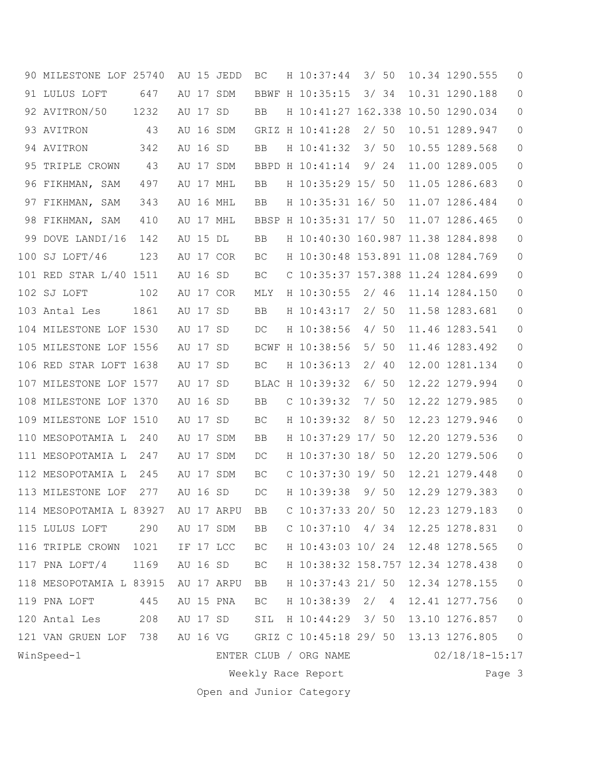| Pos | Name | Band | | | | Color | Sex | Arrival | Dist/Pos | | Time | Speed | Pts |
|---|---|---|---|---|---|---|---|---|---|---|---|---|---|
| 90 | MILESTONE LOF | 25740 | AU | 15 | JEDD | BC | H | 10:37:44 | 3/ | 50 | 10.34 | 1290.555 | 0 |
| 91 | LULUS LOFT | 647 | AU | 17 | SDM | BBWF | H | 10:35:15 | 3/ | 34 | 10.31 | 1290.188 | 0 |
| 92 | AVITRON/50 | 1232 | AU | 17 | SD | BB | H | 10:41:27 | 162.338 | | 10.50 | 1290.034 | 0 |
| 93 | AVITRON | 43 | AU | 16 | SDM | GRIZ | H | 10:41:28 | 2/ | 50 | 10.51 | 1289.947 | 0 |
| 94 | AVITRON | 342 | AU | 16 | SD | BB | H | 10:41:32 | 3/ | 50 | 10.55 | 1289.568 | 0 |
| 95 | TRIPLE CROWN | 43 | AU | 17 | SDM | BBPD | H | 10:41:14 | 9/ | 24 | 11.00 | 1289.005 | 0 |
| 96 | FIKHMAN, SAM | 497 | AU | 17 | MHL | BB | H | 10:35:29 | 15/ | 50 | 11.05 | 1286.683 | 0 |
| 97 | FIKHMAN, SAM | 343 | AU | 16 | MHL | BB | H | 10:35:31 | 16/ | 50 | 11.07 | 1286.484 | 0 |
| 98 | FIKHMAN, SAM | 410 | AU | 17 | MHL | BBSP | H | 10:35:31 | 17/ | 50 | 11.07 | 1286.465 | 0 |
| 99 | DOVE LANDI/16 | 142 | AU | 15 | DL | BB | H | 10:40:30 | 160.987 | | 11.38 | 1284.898 | 0 |
| 100 | SJ LOFT/46 | 123 | AU | 17 | COR | BC | H | 10:30:48 | 153.891 | | 11.08 | 1284.769 | 0 |
| 101 | RED STAR L/40 | 1511 | AU | 16 | SD | BC | C | 10:35:37 | 157.388 | | 11.24 | 1284.699 | 0 |
| 102 | SJ LOFT | 102 | AU | 17 | COR | MLY | H | 10:30:55 | 2/ | 46 | 11.14 | 1284.150 | 0 |
| 103 | Antal Les | 1861 | AU | 17 | SD | BB | H | 10:43:17 | 2/ | 50 | 11.58 | 1283.681 | 0 |
| 104 | MILESTONE LOF | 1530 | AU | 17 | SD | DC | H | 10:38:56 | 4/ | 50 | 11.46 | 1283.541 | 0 |
| 105 | MILESTONE LOF | 1556 | AU | 17 | SD | BCWF | H | 10:38:56 | 5/ | 50 | 11.46 | 1283.492 | 0 |
| 106 | RED STAR LOFT | 1638 | AU | 17 | SD | BC | H | 10:36:13 | 2/ | 40 | 12.00 | 1281.134 | 0 |
| 107 | MILESTONE LOF | 1577 | AU | 17 | SD | BLAC | H | 10:39:32 | 6/ | 50 | 12.22 | 1279.994 | 0 |
| 108 | MILESTONE LOF | 1370 | AU | 16 | SD | BB | C | 10:39:32 | 7/ | 50 | 12.22 | 1279.985 | 0 |
| 109 | MILESTONE LOF | 1510 | AU | 17 | SD | BC | H | 10:39:32 | 8/ | 50 | 12.23 | 1279.946 | 0 |
| 110 | MESOPOTAMIA L | 240 | AU | 17 | SDM | BB | H | 10:37:29 | 17/ | 50 | 12.20 | 1279.536 | 0 |
| 111 | MESOPOTAMIA L | 247 | AU | 17 | SDM | DC | H | 10:37:30 | 18/ | 50 | 12.20 | 1279.506 | 0 |
| 112 | MESOPOTAMIA L | 245 | AU | 17 | SDM | BC | C | 10:37:30 | 19/ | 50 | 12.21 | 1279.448 | 0 |
| 113 | MILESTONE LOF | 277 | AU | 16 | SD | DC | H | 10:39:38 | 9/ | 50 | 12.29 | 1279.383 | 0 |
| 114 | MESOPOTAMIA L | 83927 | AU | 17 | ARPU | BB | C | 10:37:33 | 20/ | 50 | 12.23 | 1279.183 | 0 |
| 115 | LULUS LOFT | 290 | AU | 17 | SDM | BB | C | 10:37:10 | 4/ | 34 | 12.25 | 1278.831 | 0 |
| 116 | TRIPLE CROWN | 1021 | IF | 17 | LCC | BC | H | 10:43:03 | 10/ | 24 | 12.48 | 1278.565 | 0 |
| 117 | PNA LOFT/4 | 1169 | AU | 16 | SD | BC | H | 10:38:32 | 158.757 | | 12.34 | 1278.438 | 0 |
| 118 | MESOPOTAMIA L | 83915 | AU | 17 | ARPU | BB | H | 10:37:43 | 21/ | 50 | 12.34 | 1278.155 | 0 |
| 119 | PNA LOFT | 445 | AU | 15 | PNA | BC | H | 10:38:39 | 2/ | 4 | 12.41 | 1277.756 | 0 |
| 120 | Antal Les | 208 | AU | 17 | SD | SIL | H | 10:44:29 | 3/ | 50 | 13.10 | 1276.857 | 0 |
| 121 | VAN GRUEN LOF | 738 | AU | 16 | VG | GRIZ | C | 10:45:18 | 29/ | 50 | 13.13 | 1276.805 | 0 |

WinSpeed-1 ENTER CLUB / ORG NAME 02/18/18-15:17

Weekly Race Report

Open and Junior Category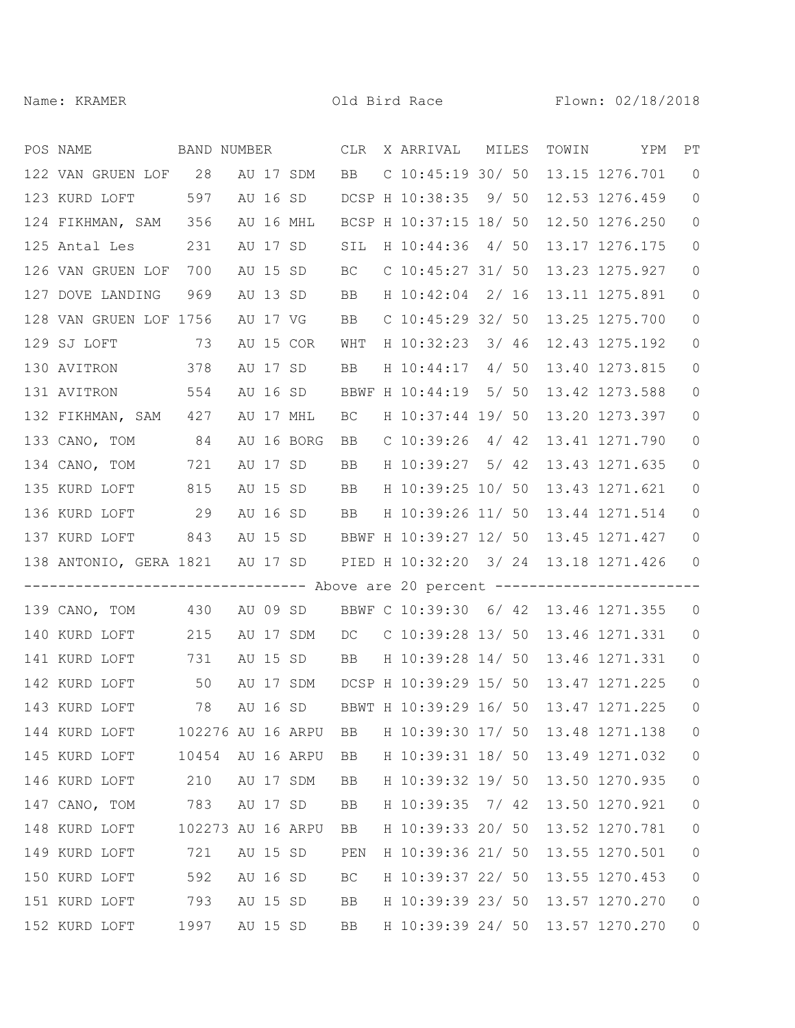Name: KRAMER Old Bird Race Flown: 02/18/2018

| POS | NAME | BAND NUMBER | CLR | X | ARRIVAL | MILES | TOWIN | YPM | PT |
|---|---|---|---|---|---|---|---|---|---|
| 122 | VAN GRUEN LOF | 28 AU 17 SDM | BB | C | 10:45:19 | 30/ 50 | 13.15 | 1276.701 | 0 |
| 123 | KURD LOFT | 597 AU 16 SD | DCSP | H | 10:38:35 | 9/ 50 | 12.53 | 1276.459 | 0 |
| 124 | FIKHMAN, SAM | 356 AU 16 MHL | BCSP | H | 10:37:15 | 18/ 50 | 12.50 | 1276.250 | 0 |
| 125 | Antal Les | 231 AU 17 SD | SIL | H | 10:44:36 | 4/ 50 | 13.17 | 1276.175 | 0 |
| 126 | VAN GRUEN LOF | 700 AU 15 SD | BC | C | 10:45:27 | 31/ 50 | 13.23 | 1275.927 | 0 |
| 127 | DOVE LANDING | 969 AU 13 SD | BB | H | 10:42:04 | 2/ 16 | 13.11 | 1275.891 | 0 |
| 128 | VAN GRUEN LOF | 1756 AU 17 VG | BB | C | 10:45:29 | 32/ 50 | 13.25 | 1275.700 | 0 |
| 129 | SJ LOFT | 73 AU 15 COR | WHT | H | 10:32:23 | 3/ 46 | 12.43 | 1275.192 | 0 |
| 130 | AVITRON | 378 AU 17 SD | BB | H | 10:44:17 | 4/ 50 | 13.40 | 1273.815 | 0 |
| 131 | AVITRON | 554 AU 16 SD | BBWF | H | 10:44:19 | 5/ 50 | 13.42 | 1273.588 | 0 |
| 132 | FIKHMAN, SAM | 427 AU 17 MHL | BC | H | 10:37:44 | 19/ 50 | 13.20 | 1273.397 | 0 |
| 133 | CANO, TOM | 84 AU 16 BORG | BB | C | 10:39:26 | 4/ 42 | 13.41 | 1271.790 | 0 |
| 134 | CANO, TOM | 721 AU 17 SD | BB | H | 10:39:27 | 5/ 42 | 13.43 | 1271.635 | 0 |
| 135 | KURD LOFT | 815 AU 15 SD | BB | H | 10:39:25 | 10/ 50 | 13.43 | 1271.621 | 0 |
| 136 | KURD LOFT | 29 AU 16 SD | BB | H | 10:39:26 | 11/ 50 | 13.44 | 1271.514 | 0 |
| 137 | KURD LOFT | 843 AU 15 SD | BBWF | H | 10:39:27 | 12/ 50 | 13.45 | 1271.427 | 0 |
| 138 | ANTONIO, GERA | 1821 AU 17 SD | PIED | H | 10:32:20 | 3/ 24 | 13.18 | 1271.426 | 0 |
| | | --- Above are 20 percent --- | | | | | | | |
| 139 | CANO, TOM | 430 AU 09 SD | BBWF | C | 10:39:30 | 6/ 42 | 13.46 | 1271.355 | 0 |
| 140 | KURD LOFT | 215 AU 17 SDM | DC | C | 10:39:28 | 13/ 50 | 13.46 | 1271.331 | 0 |
| 141 | KURD LOFT | 731 AU 15 SD | BB | H | 10:39:28 | 14/ 50 | 13.46 | 1271.331 | 0 |
| 142 | KURD LOFT | 50 AU 17 SDM | DCSP | H | 10:39:29 | 15/ 50 | 13.47 | 1271.225 | 0 |
| 143 | KURD LOFT | 78 AU 16 SD | BBWT | H | 10:39:29 | 16/ 50 | 13.47 | 1271.225 | 0 |
| 144 | KURD LOFT | 102276 AU 16 ARPU | BB | H | 10:39:30 | 17/ 50 | 13.48 | 1271.138 | 0 |
| 145 | KURD LOFT | 10454 AU 16 ARPU | BB | H | 10:39:31 | 18/ 50 | 13.49 | 1271.032 | 0 |
| 146 | KURD LOFT | 210 AU 17 SDM | BB | H | 10:39:32 | 19/ 50 | 13.50 | 1270.935 | 0 |
| 147 | CANO, TOM | 783 AU 17 SD | BB | H | 10:39:35 | 7/ 42 | 13.50 | 1270.921 | 0 |
| 148 | KURD LOFT | 102273 AU 16 ARPU | BB | H | 10:39:33 | 20/ 50 | 13.52 | 1270.781 | 0 |
| 149 | KURD LOFT | 721 AU 15 SD | PEN | H | 10:39:36 | 21/ 50 | 13.55 | 1270.501 | 0 |
| 150 | KURD LOFT | 592 AU 16 SD | BC | H | 10:39:37 | 22/ 50 | 13.55 | 1270.453 | 0 |
| 151 | KURD LOFT | 793 AU 15 SD | BB | H | 10:39:39 | 23/ 50 | 13.57 | 1270.270 | 0 |
| 152 | KURD LOFT | 1997 AU 15 SD | BB | H | 10:39:39 | 24/ 50 | 13.57 | 1270.270 | 0 |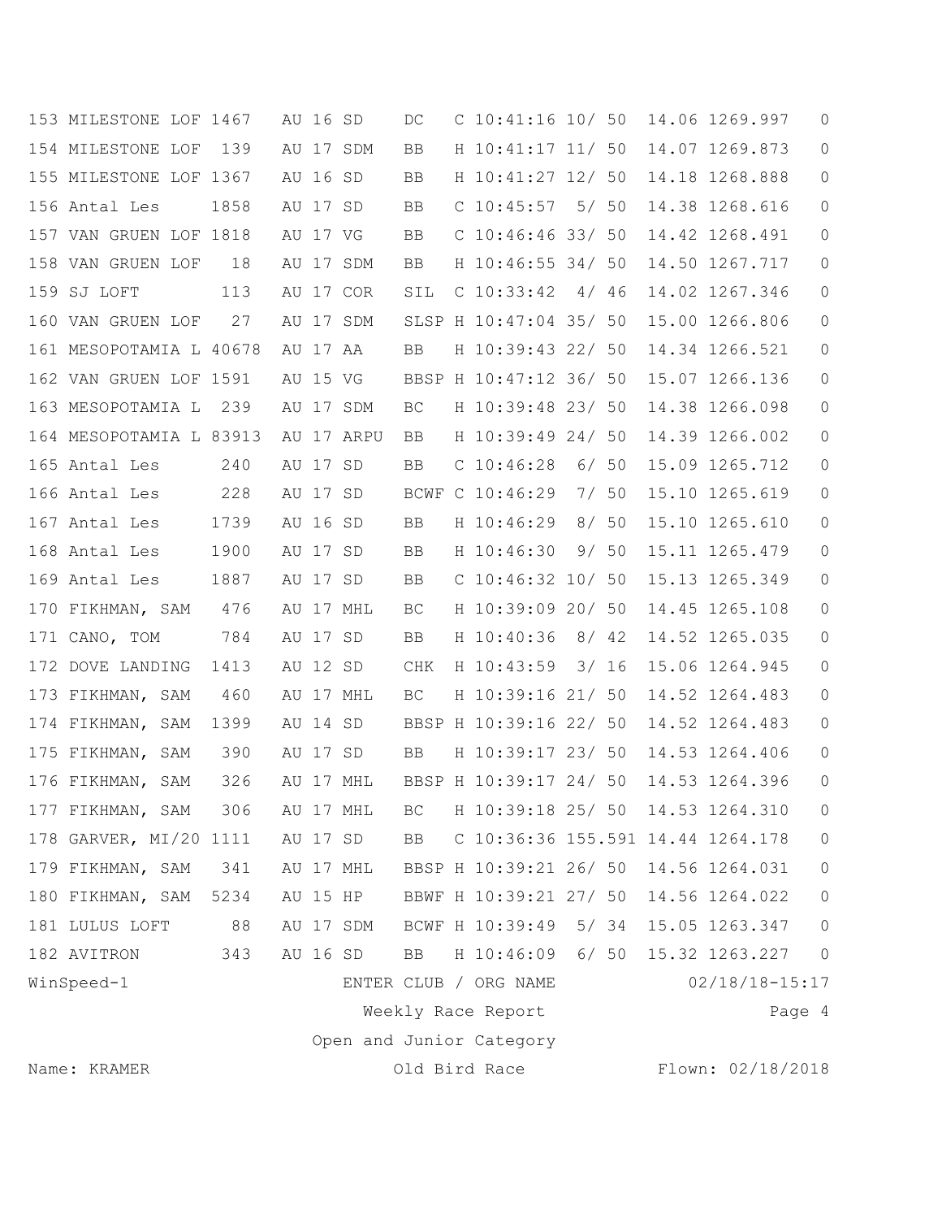| | | | | | | | | | | |
|---|---|---|---|---|---|---|---|---|---|---|
| 153 | MILESTONE LOF | 1467 | AU 16 SD | DC | C | 10:41:16 | 10/ 50 | 14.06 | 1269.997 | 0 |
| 154 | MILESTONE LOF | 139 | AU 17 SDM | BB | H | 10:41:17 | 11/ 50 | 14.07 | 1269.873 | 0 |
| 155 | MILESTONE LOF | 1367 | AU 16 SD | BB | H | 10:41:27 | 12/ 50 | 14.18 | 1268.888 | 0 |
| 156 | Antal Les | 1858 | AU 17 SD | BB | C | 10:45:57 | 5/ 50 | 14.38 | 1268.616 | 0 |
| 157 | VAN GRUEN LOF | 1818 | AU 17 VG | BB | C | 10:46:46 | 33/ 50 | 14.42 | 1268.491 | 0 |
| 158 | VAN GRUEN LOF | 18 | AU 17 SDM | BB | H | 10:46:55 | 34/ 50 | 14.50 | 1267.717 | 0 |
| 159 | SJ LOFT | 113 | AU 17 COR | SIL | C | 10:33:42 | 4/ 46 | 14.02 | 1267.346 | 0 |
| 160 | VAN GRUEN LOF | 27 | AU 17 SDM | SLSP | H | 10:47:04 | 35/ 50 | 15.00 | 1266.806 | 0 |
| 161 | MESOPOTAMIA L | 40678 | AU 17 AA | BB | H | 10:39:43 | 22/ 50 | 14.34 | 1266.521 | 0 |
| 162 | VAN GRUEN LOF | 1591 | AU 15 VG | BBSP | H | 10:47:12 | 36/ 50 | 15.07 | 1266.136 | 0 |
| 163 | MESOPOTAMIA L | 239 | AU 17 SDM | BC | H | 10:39:48 | 23/ 50 | 14.38 | 1266.098 | 0 |
| 164 | MESOPOTAMIA L | 83913 | AU 17 ARPU | BB | H | 10:39:49 | 24/ 50 | 14.39 | 1266.002 | 0 |
| 165 | Antal Les | 240 | AU 17 SD | BB | C | 10:46:28 | 6/ 50 | 15.09 | 1265.712 | 0 |
| 166 | Antal Les | 228 | AU 17 SD | BCWF | C | 10:46:29 | 7/ 50 | 15.10 | 1265.619 | 0 |
| 167 | Antal Les | 1739 | AU 16 SD | BB | H | 10:46:29 | 8/ 50 | 15.10 | 1265.610 | 0 |
| 168 | Antal Les | 1900 | AU 17 SD | BB | H | 10:46:30 | 9/ 50 | 15.11 | 1265.479 | 0 |
| 169 | Antal Les | 1887 | AU 17 SD | BB | C | 10:46:32 | 10/ 50 | 15.13 | 1265.349 | 0 |
| 170 | FIKHMAN, SAM | 476 | AU 17 MHL | BC | H | 10:39:09 | 20/ 50 | 14.45 | 1265.108 | 0 |
| 171 | CANO, TOM | 784 | AU 17 SD | BB | H | 10:40:36 | 8/ 42 | 14.52 | 1265.035 | 0 |
| 172 | DOVE LANDING | 1413 | AU 12 SD | CHK | H | 10:43:59 | 3/ 16 | 15.06 | 1264.945 | 0 |
| 173 | FIKHMAN, SAM | 460 | AU 17 MHL | BC | H | 10:39:16 | 21/ 50 | 14.52 | 1264.483 | 0 |
| 174 | FIKHMAN, SAM | 1399 | AU 14 SD | BBSP | H | 10:39:16 | 22/ 50 | 14.52 | 1264.483 | 0 |
| 175 | FIKHMAN, SAM | 390 | AU 17 SD | BB | H | 10:39:17 | 23/ 50 | 14.53 | 1264.406 | 0 |
| 176 | FIKHMAN, SAM | 326 | AU 17 MHL | BBSP | H | 10:39:17 | 24/ 50 | 14.53 | 1264.396 | 0 |
| 177 | FIKHMAN, SAM | 306 | AU 17 MHL | BC | H | 10:39:18 | 25/ 50 | 14.53 | 1264.310 | 0 |
| 178 | GARVER, MI/20 | 1111 | AU 17 SD | BB | C | 10:36:36 | 155.591 | 14.44 | 1264.178 | 0 |
| 179 | FIKHMAN, SAM | 341 | AU 17 MHL | BBSP | H | 10:39:21 | 26/ 50 | 14.56 | 1264.031 | 0 |
| 180 | FIKHMAN, SAM | 5234 | AU 15 HP | BBWF | H | 10:39:21 | 27/ 50 | 14.56 | 1264.022 | 0 |
| 181 | LULUS LOFT | 88 | AU 17 SDM | BCWF | H | 10:39:49 | 5/ 34 | 15.05 | 1263.347 | 0 |
| 182 | AVITRON | 343 | AU 16 SD | BB | H | 10:46:09 | 6/ 50 | 15.32 | 1263.227 | 0 |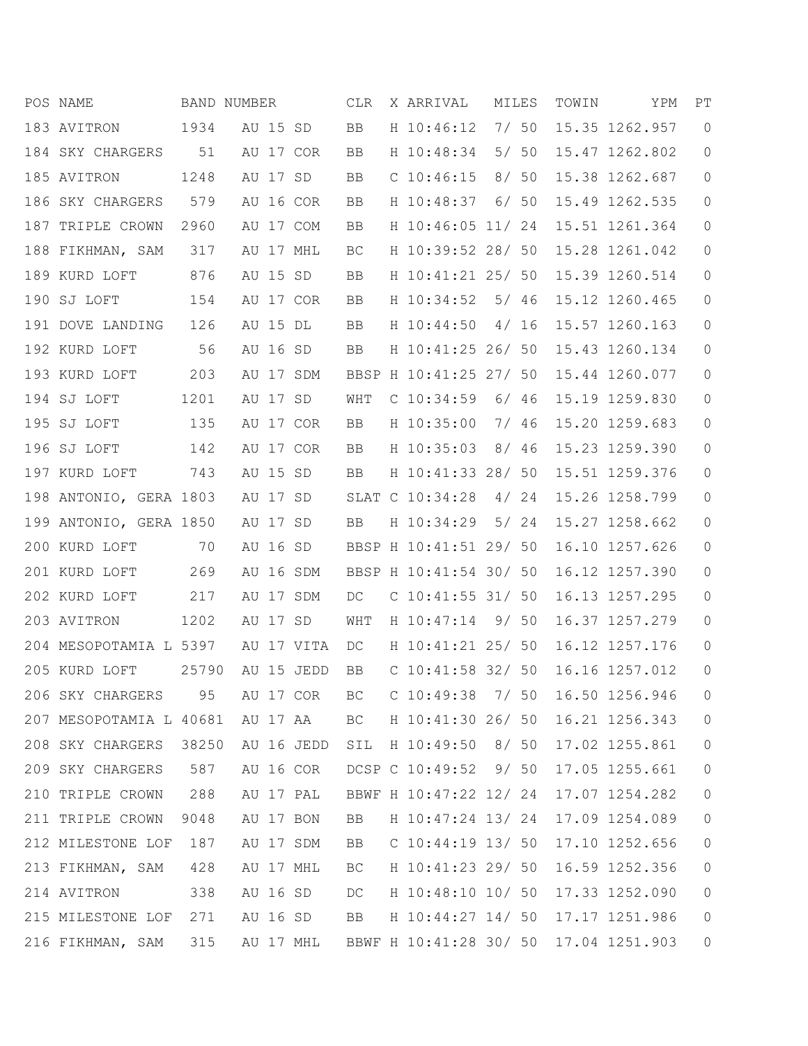| POS | NAME | BAND NUMBER | | | CLR | X | ARRIVAL | MILES | TOWIN | YPM | PT |
|---|---|---|---|---|---|---|---|---|---|---|---|
| 183 | AVITRON | 1934 | AU 15 | SD | BB | H | 10:46:12 | 7/ 50 | 15.35 | 1262.957 | 0 |
| 184 | SKY CHARGERS | 51 | AU 17 | COR | BB | H | 10:48:34 | 5/ 50 | 15.47 | 1262.802 | 0 |
| 185 | AVITRON | 1248 | AU 17 | SD | BB | C | 10:46:15 | 8/ 50 | 15.38 | 1262.687 | 0 |
| 186 | SKY CHARGERS | 579 | AU 16 | COR | BB | H | 10:48:37 | 6/ 50 | 15.49 | 1262.535 | 0 |
| 187 | TRIPLE CROWN | 2960 | AU 17 | COM | BB | H | 10:46:05 | 11/ 24 | 15.51 | 1261.364 | 0 |
| 188 | FIKHMAN, SAM | 317 | AU 17 | MHL | BC | H | 10:39:52 | 28/ 50 | 15.28 | 1261.042 | 0 |
| 189 | KURD LOFT | 876 | AU 15 | SD | BB | H | 10:41:21 | 25/ 50 | 15.39 | 1260.514 | 0 |
| 190 | SJ LOFT | 154 | AU 17 | COR | BB | H | 10:34:52 | 5/ 46 | 15.12 | 1260.465 | 0 |
| 191 | DOVE LANDING | 126 | AU 15 | DL | BB | H | 10:44:50 | 4/ 16 | 15.57 | 1260.163 | 0 |
| 192 | KURD LOFT | 56 | AU 16 | SD | BB | H | 10:41:25 | 26/ 50 | 15.43 | 1260.134 | 0 |
| 193 | KURD LOFT | 203 | AU 17 | SDM | BBSP | H | 10:41:25 | 27/ 50 | 15.44 | 1260.077 | 0 |
| 194 | SJ LOFT | 1201 | AU 17 | SD | WHT | C | 10:34:59 | 6/ 46 | 15.19 | 1259.830 | 0 |
| 195 | SJ LOFT | 135 | AU 17 | COR | BB | H | 10:35:00 | 7/ 46 | 15.20 | 1259.683 | 0 |
| 196 | SJ LOFT | 142 | AU 17 | COR | BB | H | 10:35:03 | 8/ 46 | 15.23 | 1259.390 | 0 |
| 197 | KURD LOFT | 743 | AU 15 | SD | BB | H | 10:41:33 | 28/ 50 | 15.51 | 1259.376 | 0 |
| 198 | ANTONIO, GERA | 1803 | AU 17 | SD | SLAT | C | 10:34:28 | 4/ 24 | 15.26 | 1258.799 | 0 |
| 199 | ANTONIO, GERA | 1850 | AU 17 | SD | BB | H | 10:34:29 | 5/ 24 | 15.27 | 1258.662 | 0 |
| 200 | KURD LOFT | 70 | AU 16 | SD | BBSP | H | 10:41:51 | 29/ 50 | 16.10 | 1257.626 | 0 |
| 201 | KURD LOFT | 269 | AU 16 | SDM | BBSP | H | 10:41:54 | 30/ 50 | 16.12 | 1257.390 | 0 |
| 202 | KURD LOFT | 217 | AU 17 | SDM | DC | C | 10:41:55 | 31/ 50 | 16.13 | 1257.295 | 0 |
| 203 | AVITRON | 1202 | AU 17 | SD | WHT | H | 10:47:14 | 9/ 50 | 16.37 | 1257.279 | 0 |
| 204 | MESOPOTAMIA L | 5397 | AU 17 | VITA | DC | H | 10:41:21 | 25/ 50 | 16.12 | 1257.176 | 0 |
| 205 | KURD LOFT | 25790 | AU 15 | JEDD | BB | C | 10:41:58 | 32/ 50 | 16.16 | 1257.012 | 0 |
| 206 | SKY CHARGERS | 95 | AU 17 | COR | BC | C | 10:49:38 | 7/ 50 | 16.50 | 1256.946 | 0 |
| 207 | MESOPOTAMIA L | 40681 | AU 17 | AA | BC | H | 10:41:30 | 26/ 50 | 16.21 | 1256.343 | 0 |
| 208 | SKY CHARGERS | 38250 | AU 16 | JEDD | SIL | H | 10:49:50 | 8/ 50 | 17.02 | 1255.861 | 0 |
| 209 | SKY CHARGERS | 587 | AU 16 | COR | DCSP | C | 10:49:52 | 9/ 50 | 17.05 | 1255.661 | 0 |
| 210 | TRIPLE CROWN | 288 | AU 17 | PAL | BBWF | H | 10:47:22 | 12/ 24 | 17.07 | 1254.282 | 0 |
| 211 | TRIPLE CROWN | 9048 | AU 17 | BON | BB | H | 10:47:24 | 13/ 24 | 17.09 | 1254.089 | 0 |
| 212 | MILESTONE LOF | 187 | AU 17 | SDM | BB | C | 10:44:19 | 13/ 50 | 17.10 | 1252.656 | 0 |
| 213 | FIKHMAN, SAM | 428 | AU 17 | MHL | BC | H | 10:41:23 | 29/ 50 | 16.59 | 1252.356 | 0 |
| 214 | AVITRON | 338 | AU 16 | SD | DC | H | 10:48:10 | 10/ 50 | 17.33 | 1252.090 | 0 |
| 215 | MILESTONE LOF | 271 | AU 16 | SD | BB | H | 10:44:27 | 14/ 50 | 17.17 | 1251.986 | 0 |
| 216 | FIKHMAN, SAM | 315 | AU 17 | MHL | BBWF | H | 10:41:28 | 30/ 50 | 17.04 | 1251.903 | 0 |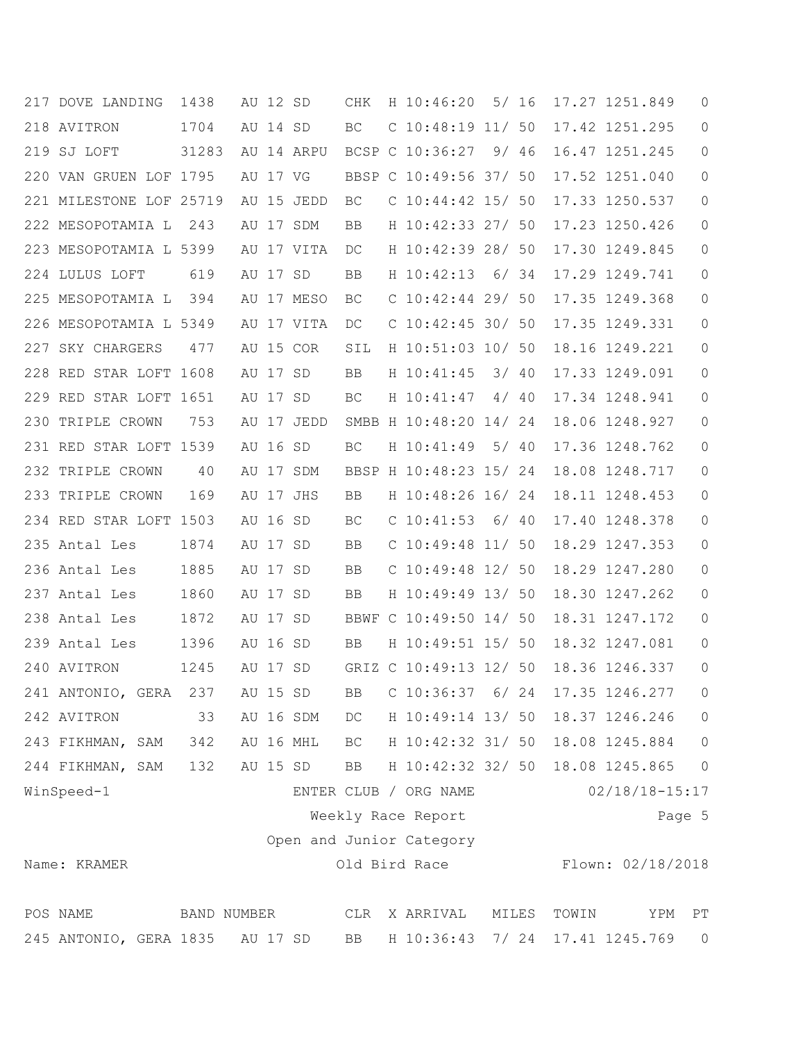| POS | NAME | BAND NUMBER | CLR | X | ARRIVAL | MILES | TOWIN | YPM | PT |
|---|---|---|---|---|---|---|---|---|---|
| 217 | DOVE LANDING | 1438 AU 12 SD | CHK | H | 10:46:20 | 5/ 16 | 17.27 | 1251.849 | 0 |
| 218 | AVITRON | 1704 AU 14 SD | BC | C | 10:48:19 | 11/ 50 | 17.42 | 1251.295 | 0 |
| 219 | SJ LOFT | 31283 AU 14 ARPU | BCSP | C | 10:36:27 | 9/ 46 | 16.47 | 1251.245 | 0 |
| 220 | VAN GRUEN LOF | 1795 AU 17 VG | BBSP | C | 10:49:56 | 37/ 50 | 17.52 | 1251.040 | 0 |
| 221 | MILESTONE LOF | 25719 AU 15 JEDD | BC | C | 10:44:42 | 15/ 50 | 17.33 | 1250.537 | 0 |
| 222 | MESOPOTAMIA L | 243 AU 17 SDM | BB | H | 10:42:33 | 27/ 50 | 17.23 | 1250.426 | 0 |
| 223 | MESOPOTAMIA L | 5399 AU 17 VITA | DC | H | 10:42:39 | 28/ 50 | 17.30 | 1249.845 | 0 |
| 224 | LULUS LOFT | 619 AU 17 SD | BB | H | 10:42:13 | 6/ 34 | 17.29 | 1249.741 | 0 |
| 225 | MESOPOTAMIA L | 394 AU 17 MESO | BC | C | 10:42:44 | 29/ 50 | 17.35 | 1249.368 | 0 |
| 226 | MESOPOTAMIA L | 5349 AU 17 VITA | DC | C | 10:42:45 | 30/ 50 | 17.35 | 1249.331 | 0 |
| 227 | SKY CHARGERS | 477 AU 15 COR | SIL | H | 10:51:03 | 10/ 50 | 18.16 | 1249.221 | 0 |
| 228 | RED STAR LOFT | 1608 AU 17 SD | BB | H | 10:41:45 | 3/ 40 | 17.33 | 1249.091 | 0 |
| 229 | RED STAR LOFT | 1651 AU 17 SD | BC | H | 10:41:47 | 4/ 40 | 17.34 | 1248.941 | 0 |
| 230 | TRIPLE CROWN | 753 AU 17 JEDD | SMBB | H | 10:48:20 | 14/ 24 | 18.06 | 1248.927 | 0 |
| 231 | RED STAR LOFT | 1539 AU 16 SD | BC | H | 10:41:49 | 5/ 40 | 17.36 | 1248.762 | 0 |
| 232 | TRIPLE CROWN | 40 AU 17 SDM | BBSP | H | 10:48:23 | 15/ 24 | 18.08 | 1248.717 | 0 |
| 233 | TRIPLE CROWN | 169 AU 17 JHS | BB | H | 10:48:26 | 16/ 24 | 18.11 | 1248.453 | 0 |
| 234 | RED STAR LOFT | 1503 AU 16 SD | BC | C | 10:41:53 | 6/ 40 | 17.40 | 1248.378 | 0 |
| 235 | Antal Les | 1874 AU 17 SD | BB | C | 10:49:48 | 11/ 50 | 18.29 | 1247.353 | 0 |
| 236 | Antal Les | 1885 AU 17 SD | BB | C | 10:49:48 | 12/ 50 | 18.29 | 1247.280 | 0 |
| 237 | Antal Les | 1860 AU 17 SD | BB | H | 10:49:49 | 13/ 50 | 18.30 | 1247.262 | 0 |
| 238 | Antal Les | 1872 AU 17 SD | BBWF | C | 10:49:50 | 14/ 50 | 18.31 | 1247.172 | 0 |
| 239 | Antal Les | 1396 AU 16 SD | BB | H | 10:49:51 | 15/ 50 | 18.32 | 1247.081 | 0 |
| 240 | AVITRON | 1245 AU 17 SD | GRIZ | C | 10:49:13 | 12/ 50 | 18.36 | 1246.337 | 0 |
| 241 | ANTONIO, GERA | 237 AU 15 SD | BB | C | 10:36:37 | 6/ 24 | 17.35 | 1246.277 | 0 |
| 242 | AVITRON | 33 AU 16 SDM | DC | H | 10:49:14 | 13/ 50 | 18.37 | 1246.246 | 0 |
| 243 | FIKHMAN, SAM | 342 AU 16 MHL | BC | H | 10:42:32 | 31/ 50 | 18.08 | 1245.884 | 0 |
| 244 | FIKHMAN, SAM | 132 AU 15 SD | BB | H | 10:42:32 | 32/ 50 | 18.08 | 1245.865 | 0 |

WinSpeed-1 ENTER CLUB / ORG NAME 02/18/18-15:17

Weekly Race Report

Open and Junior Category

Name: KRAMER Old Bird Race Flown: 02/18/2018

| POS | NAME | BAND NUMBER | CLR | X | ARRIVAL | MILES | TOWIN | YPM | PT |
|---|---|---|---|---|---|---|---|---|---|
| 245 | ANTONIO, GERA | 1835 AU 17 SD | BB | H | 10:36:43 | 7/ 24 | 17.41 | 1245.769 | 0 |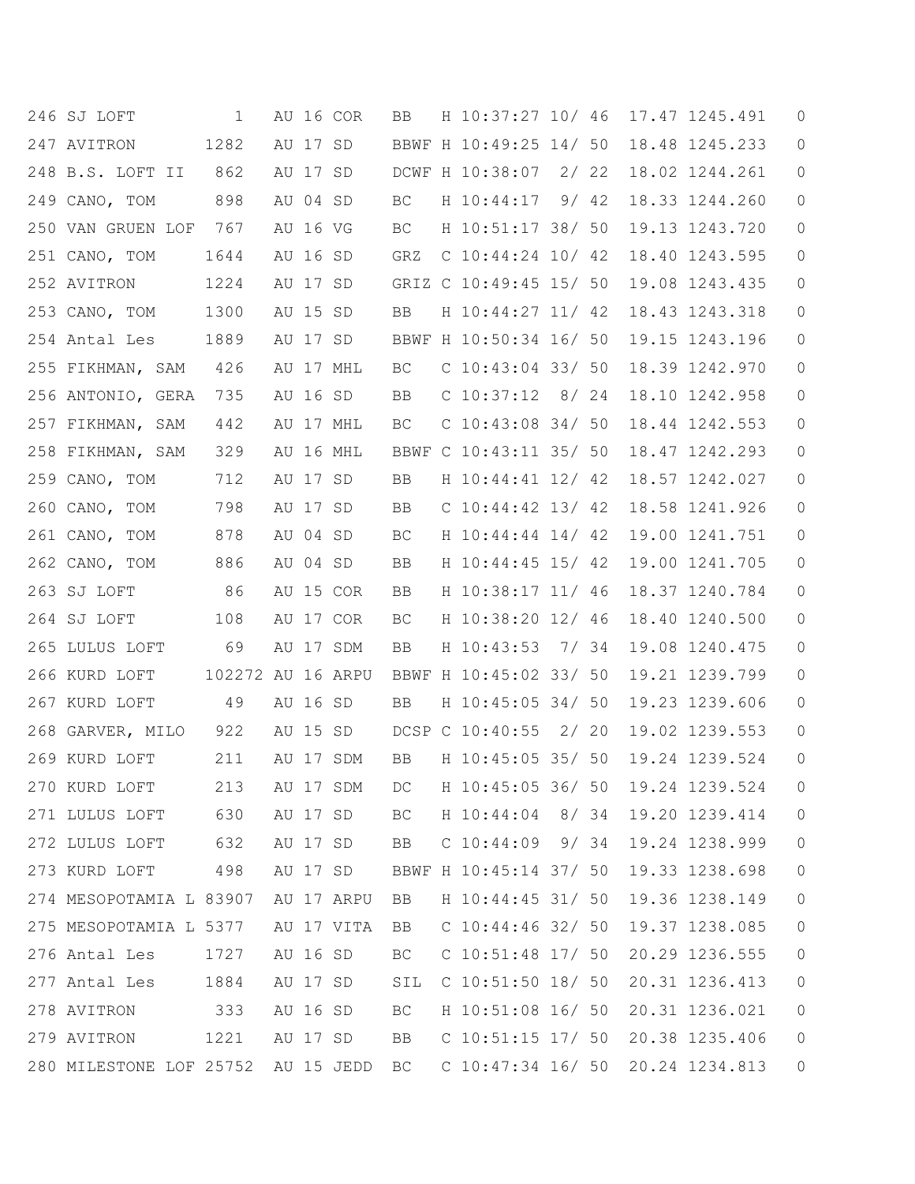```
246 SJ LOFT           1   AU 16 COR   BB   H 10:37:27 10/ 46  17.47 1245.491   0
247 AVITRON        1282   AU 17 SD    BBWF H 10:49:25 14/ 50  18.48 1245.233   0
248 B.S. LOFT II    862   AU 17 SD    DCWF H 10:38:07  2/ 22  18.02 1244.261   0
249 CANO, TOM       898   AU 04 SD    BC   H 10:44:17  9/ 42  18.33 1244.260   0
250 VAN GRUEN LOF   767   AU 16 VG    BC   H 10:51:17 38/ 50  19.13 1243.720   0
251 CANO, TOM      1644   AU 16 SD    GRZ  C 10:44:24 10/ 42  18.40 1243.595   0
252 AVITRON        1224   AU 17 SD    GRIZ C 10:49:45 15/ 50  19.08 1243.435   0
253 CANO, TOM      1300   AU 15 SD    BB   H 10:44:27 11/ 42  18.43 1243.318   0
254 Antal Les      1889   AU 17 SD    BBWF H 10:50:34 16/ 50  19.15 1243.196   0
255 FIKHMAN, SAM    426   AU 17 MHL   BC   C 10:43:04 33/ 50  18.39 1242.970   0
256 ANTONIO, GERA   735   AU 16 SD    BB   C 10:37:12  8/ 24  18.10 1242.958   0
257 FIKHMAN, SAM    442   AU 17 MHL   BC   C 10:43:08 34/ 50  18.44 1242.553   0
258 FIKHMAN, SAM    329   AU 16 MHL   BBWF C 10:43:11 35/ 50  18.47 1242.293   0
259 CANO, TOM       712   AU 17 SD    BB   H 10:44:41 12/ 42  18.57 1242.027   0
260 CANO, TOM       798   AU 17 SD    BB   C 10:44:42 13/ 42  18.58 1241.926   0
261 CANO, TOM       878   AU 04 SD    BC   H 10:44:44 14/ 42  19.00 1241.751   0
262 CANO, TOM       886   AU 04 SD    BB   H 10:44:45 15/ 42  19.00 1241.705   0
263 SJ LOFT          86   AU 15 COR   BB   H 10:38:17 11/ 46  18.37 1240.784   0
264 SJ LOFT         108   AU 17 COR   BC   H 10:38:20 12/ 46  18.40 1240.500   0
265 LULUS LOFT       69   AU 17 SDM   BB   H 10:43:53  7/ 34  19.08 1240.475   0
266 KURD LOFT    102272 AU 16 ARPU  BBWF H 10:45:02 33/ 50  19.21 1239.799   0
267 KURD LOFT        49   AU 16 SD    BB   H 10:45:05 34/ 50  19.23 1239.606   0
268 GARVER, MILO    922   AU 15 SD    DCSP C 10:40:55  2/ 20  19.02 1239.553   0
269 KURD LOFT       211   AU 17 SDM   BB   H 10:45:05 35/ 50  19.24 1239.524   0
270 KURD LOFT       213   AU 17 SDM   DC   H 10:45:05 36/ 50  19.24 1239.524   0
271 LULUS LOFT      630   AU 17 SD    BC   H 10:44:04  8/ 34  19.20 1239.414   0
272 LULUS LOFT      632   AU 17 SD    BB   C 10:44:09  9/ 34  19.24 1238.999   0
273 KURD LOFT       498   AU 17 SD    BBWF H 10:45:14 37/ 50  19.33 1238.698   0
274 MESOPOTAMIA L 83907   AU 17 ARPU  BB   H 10:44:45 31/ 50  19.36 1238.149   0
275 MESOPOTAMIA L 5377    AU 17 VITA  BB   C 10:44:46 32/ 50  19.37 1238.085   0
276 Antal Les      1727   AU 16 SD    BC   C 10:51:48 17/ 50  20.29 1236.555   0
277 Antal Les      1884   AU 17 SD    SIL  C 10:51:50 18/ 50  20.31 1236.413   0
278 AVITRON         333   AU 16 SD    BC   H 10:51:08 16/ 50  20.31 1236.021   0
279 AVITRON        1221   AU 17 SD    BB   C 10:51:15 17/ 50  20.38 1235.406   0
280 MILESTONE LOF 25752   AU 15 JEDD  BC   C 10:47:34 16/ 50  20.24 1234.813   0
```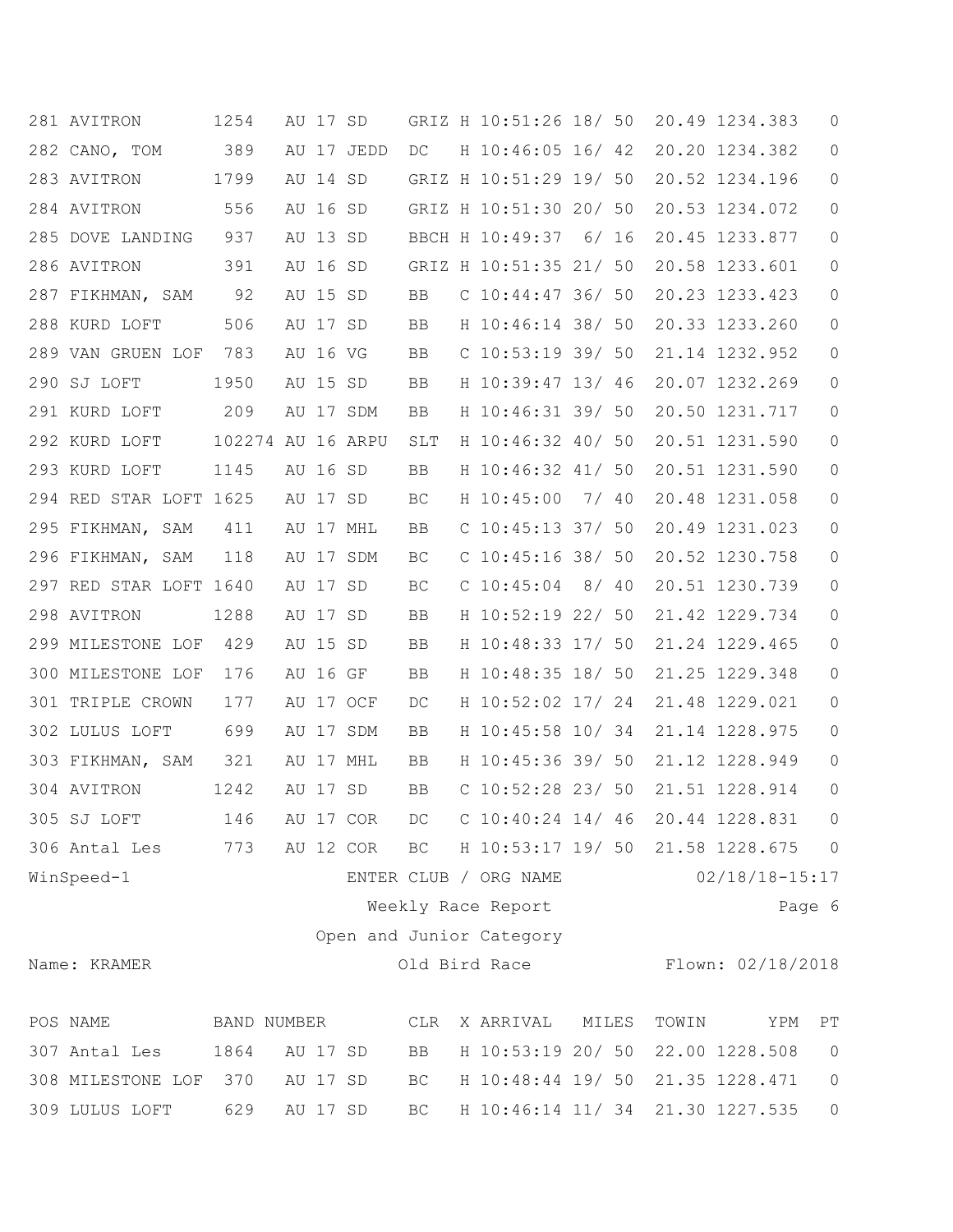| POS | NAME | BAND NUMBER | | | CLR | X | ARRIVAL | MILES | TOWIN | YPM | PT |
|---|---|---|---|---|---|---|---|---|---|---|---|
| 281 | AVITRON | 1254 | AU 17 | SD | GRIZ | H | 10:51:26 | 18/ 50 | 20.49 | 1234.383 | 0 |
| 282 | CANO, TOM | 389 | AU 17 | JEDD | DC | H | 10:46:05 | 16/ 42 | 20.20 | 1234.382 | 0 |
| 283 | AVITRON | 1799 | AU 14 | SD | GRIZ | H | 10:51:29 | 19/ 50 | 20.52 | 1234.196 | 0 |
| 284 | AVITRON | 556 | AU 16 | SD | GRIZ | H | 10:51:30 | 20/ 50 | 20.53 | 1234.072 | 0 |
| 285 | DOVE LANDING | 937 | AU 13 | SD | BBCH | H | 10:49:37 | 6/ 16 | 20.45 | 1233.877 | 0 |
| 286 | AVITRON | 391 | AU 16 | SD | GRIZ | H | 10:51:35 | 21/ 50 | 20.58 | 1233.601 | 0 |
| 287 | FIKHMAN, SAM | 92 | AU 15 | SD | BB | C | 10:44:47 | 36/ 50 | 20.23 | 1233.423 | 0 |
| 288 | KURD LOFT | 506 | AU 17 | SD | BB | H | 10:46:14 | 38/ 50 | 20.33 | 1233.260 | 0 |
| 289 | VAN GRUEN LOF | 783 | AU 16 | VG | BB | C | 10:53:19 | 39/ 50 | 21.14 | 1232.952 | 0 |
| 290 | SJ LOFT | 1950 | AU 15 | SD | BB | H | 10:39:47 | 13/ 46 | 20.07 | 1232.269 | 0 |
| 291 | KURD LOFT | 209 | AU 17 | SDM | BB | H | 10:46:31 | 39/ 50 | 20.50 | 1231.717 | 0 |
| 292 | KURD LOFT | 102274 | AU 16 | ARPU | SLT | H | 10:46:32 | 40/ 50 | 20.51 | 1231.590 | 0 |
| 293 | KURD LOFT | 1145 | AU 16 | SD | BB | H | 10:46:32 | 41/ 50 | 20.51 | 1231.590 | 0 |
| 294 | RED STAR LOFT | 1625 | AU 17 | SD | BC | H | 10:45:00 | 7/ 40 | 20.48 | 1231.058 | 0 |
| 295 | FIKHMAN, SAM | 411 | AU 17 | MHL | BB | C | 10:45:13 | 37/ 50 | 20.49 | 1231.023 | 0 |
| 296 | FIKHMAN, SAM | 118 | AU 17 | SDM | BC | C | 10:45:16 | 38/ 50 | 20.52 | 1230.758 | 0 |
| 297 | RED STAR LOFT | 1640 | AU 17 | SD | BC | C | 10:45:04 | 8/ 40 | 20.51 | 1230.739 | 0 |
| 298 | AVITRON | 1288 | AU 17 | SD | BB | H | 10:52:19 | 22/ 50 | 21.42 | 1229.734 | 0 |
| 299 | MILESTONE LOF | 429 | AU 15 | SD | BB | H | 10:48:33 | 17/ 50 | 21.24 | 1229.465 | 0 |
| 300 | MILESTONE LOF | 176 | AU 16 | GF | BB | H | 10:48:35 | 18/ 50 | 21.25 | 1229.348 | 0 |
| 301 | TRIPLE CROWN | 177 | AU 17 | OCF | DC | H | 10:52:02 | 17/ 24 | 21.48 | 1229.021 | 0 |
| 302 | LULUS LOFT | 699 | AU 17 | SDM | BB | H | 10:45:58 | 10/ 34 | 21.14 | 1228.975 | 0 |
| 303 | FIKHMAN, SAM | 321 | AU 17 | MHL | BB | H | 10:45:36 | 39/ 50 | 21.12 | 1228.949 | 0 |
| 304 | AVITRON | 1242 | AU 17 | SD | BB | C | 10:52:28 | 23/ 50 | 21.51 | 1228.914 | 0 |
| 305 | SJ LOFT | 146 | AU 17 | COR | DC | C | 10:40:24 | 14/ 46 | 20.44 | 1228.831 | 0 |
| 306 | Antal Les | 773 | AU 12 | COR | BC | H | 10:53:17 | 19/ 50 | 21.58 | 1228.675 | 0 |

WinSpeed-1 ENTER CLUB / ORG NAME 02/18/18-15:17

Weekly Race Report Page 6

Open and Junior Category

Name: KRAMER Old Bird Race Flown: 02/18/2018

| POS | NAME | BAND NUMBER | | | CLR | X | ARRIVAL | MILES | TOWIN | YPM | PT |
|---|---|---|---|---|---|---|---|---|---|---|---|
| 307 | Antal Les | 1864 | AU 17 | SD | BB | H | 10:53:19 | 20/ 50 | 22.00 | 1228.508 | 0 |
| 308 | MILESTONE LOF | 370 | AU 17 | SD | BC | H | 10:48:44 | 19/ 50 | 21.35 | 1228.471 | 0 |
| 309 | LULUS LOFT | 629 | AU 17 | SD | BC | H | 10:46:14 | 11/ 34 | 21.30 | 1227.535 | 0 |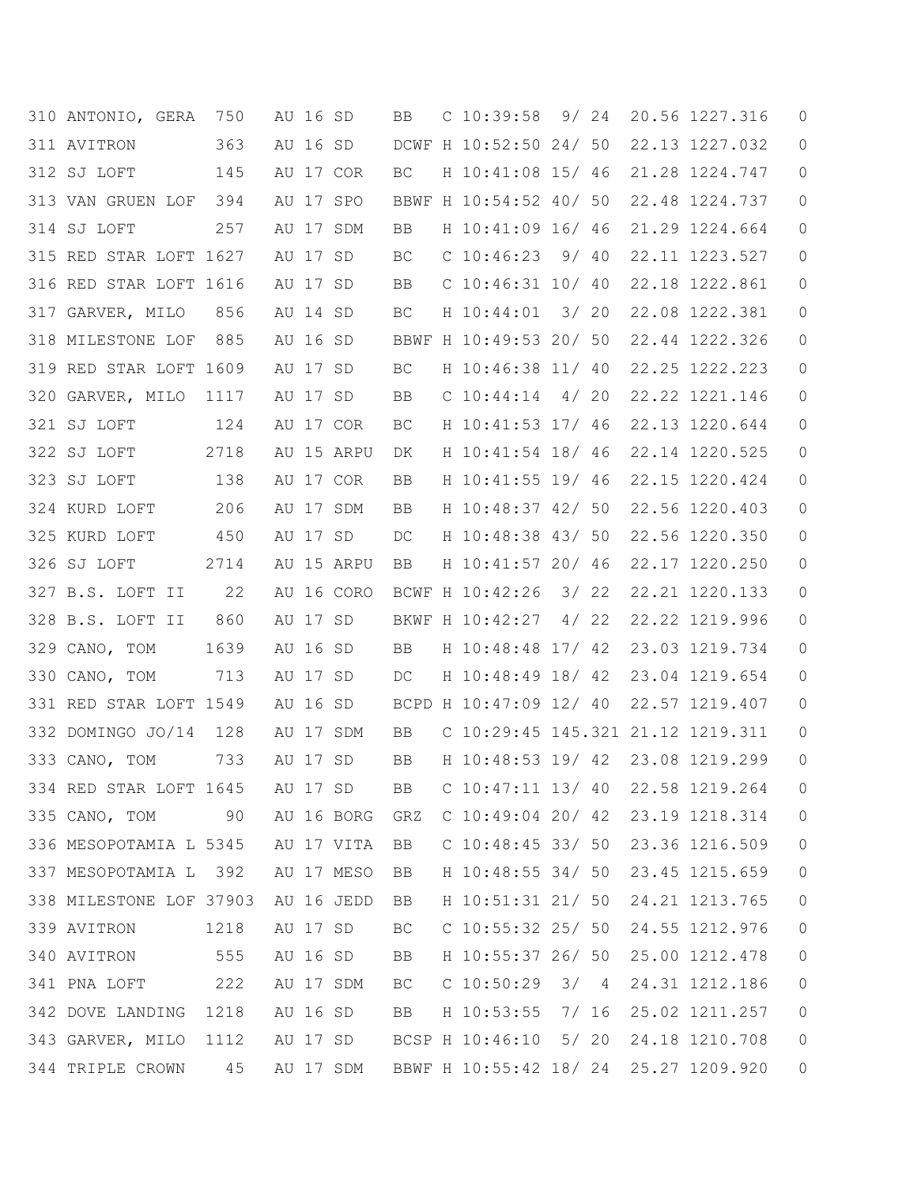```
310 ANTONIO, GERA  750   AU 16 SD    BB   C 10:39:58  9/ 24  20.56 1227.316   0
311 AVITRON        363   AU 16 SD    DCWF H 10:52:50 24/ 50  22.13 1227.032   0
312 SJ LOFT        145   AU 17 COR   BC   H 10:41:08 15/ 46  21.28 1224.747   0
313 VAN GRUEN LOF  394   AU 17 SPO   BBWF H 10:54:52 40/ 50  22.48 1224.737   0
314 SJ LOFT        257   AU 17 SDM   BB   H 10:41:09 16/ 46  21.29 1224.664   0
315 RED STAR LOFT 1627   AU 17 SD    BC   C 10:46:23  9/ 40  22.11 1223.527   0
316 RED STAR LOFT 1616   AU 17 SD    BB   C 10:46:31 10/ 40  22.18 1222.861   0
317 GARVER, MILO   856   AU 14 SD    BC   H 10:44:01  3/ 20  22.08 1222.381   0
318 MILESTONE LOF  885   AU 16 SD    BBWF H 10:49:53 20/ 50  22.44 1222.326   0
319 RED STAR LOFT 1609   AU 17 SD    BC   H 10:46:38 11/ 40  22.25 1222.223   0
320 GARVER, MILO  1117   AU 17 SD    BB   C 10:44:14  4/ 20  22.22 1221.146   0
321 SJ LOFT        124   AU 17 COR   BC   H 10:41:53 17/ 46  22.13 1220.644   0
322 SJ LOFT       2718   AU 15 ARPU  DK   H 10:41:54 18/ 46  22.14 1220.525   0
323 SJ LOFT        138   AU 17 COR   BB   H 10:41:55 19/ 46  22.15 1220.424   0
324 KURD LOFT      206   AU 17 SDM   BB   H 10:48:37 42/ 50  22.56 1220.403   0
325 KURD LOFT      450   AU 17 SD    DC   H 10:48:38 43/ 50  22.56 1220.350   0
326 SJ LOFT       2714   AU 15 ARPU  BB   H 10:41:57 20/ 46  22.17 1220.250   0
327 B.S. LOFT II    22   AU 16 CORO  BCWF H 10:42:26  3/ 22  22.21 1220.133   0
328 B.S. LOFT II   860   AU 17 SD    BKWF H 10:42:27  4/ 22  22.22 1219.996   0
329 CANO, TOM     1639   AU 16 SD    BB   H 10:48:48 17/ 42  23.03 1219.734   0
330 CANO, TOM      713   AU 17 SD    DC   H 10:48:49 18/ 42  23.04 1219.654   0
331 RED STAR LOFT 1549   AU 16 SD    BCPD H 10:47:09 12/ 40  22.57 1219.407   0
332 DOMINGO JO/14  128   AU 17 SDM   BB   C 10:29:45 145.321 21.12 1219.311   0
333 CANO, TOM      733   AU 17 SD    BB   H 10:48:53 19/ 42  23.08 1219.299   0
334 RED STAR LOFT 1645   AU 17 SD    BB   C 10:47:11 13/ 40  22.58 1219.264   0
335 CANO, TOM       90   AU 16 BORG  GRZ  C 10:49:04 20/ 42  23.19 1218.314   0
336 MESOPOTAMIA L 5345   AU 17 VITA  BB   C 10:48:45 33/ 50  23.36 1216.509   0
337 MESOPOTAMIA L  392   AU 17 MESO  BB   H 10:48:55 34/ 50  23.45 1215.659   0
338 MILESTONE LOF 37903  AU 16 JEDD  BB   H 10:51:31 21/ 50  24.21 1213.765   0
339 AVITRON       1218   AU 17 SD    BC   C 10:55:32 25/ 50  24.55 1212.976   0
340 AVITRON        555   AU 16 SD    BB   H 10:55:37 26/ 50  25.00 1212.478   0
341 PNA LOFT       222   AU 17 SDM   BC   C 10:50:29  3/  4  24.31 1212.186   0
342 DOVE LANDING  1218   AU 16 SD    BB   H 10:53:55  7/ 16  25.02 1211.257   0
343 GARVER, MILO  1112   AU 17 SD    BCSP H 10:46:10  5/ 20  24.18 1210.708   0
344 TRIPLE CROWN    45   AU 17 SDM   BBWF H 10:55:42 18/ 24  25.27 1209.920   0
```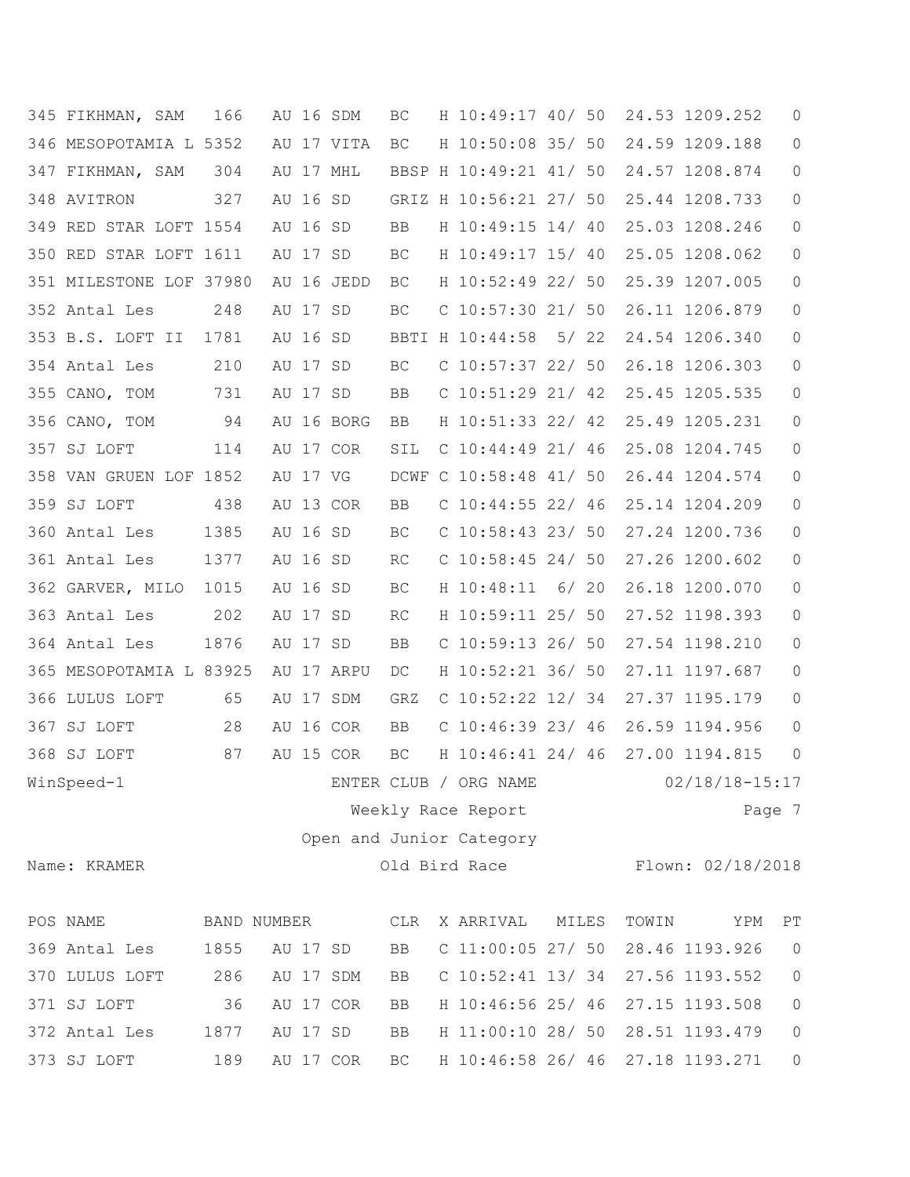| POS | NAME | BAND NUMBER | | | CLR | X | ARRIVAL | MILES | TOWIN | YPM | PT |
|---|---|---|---|---|---|---|---|---|---|---|---|
| 345 | FIKHMAN, SAM | 166 | AU 16 | SDM | BC | H | 10:49:17 | 40/ 50 | 24.53 | 1209.252 | 0 |
| 346 | MESOPOTAMIA L | 5352 | AU 17 | VITA | BC | H | 10:50:08 | 35/ 50 | 24.59 | 1209.188 | 0 |
| 347 | FIKHMAN, SAM | 304 | AU 17 | MHL | BBSP | H | 10:49:21 | 41/ 50 | 24.57 | 1208.874 | 0 |
| 348 | AVITRON | 327 | AU 16 | SD | GRIZ | H | 10:56:21 | 27/ 50 | 25.44 | 1208.733 | 0 |
| 349 | RED STAR LOFT | 1554 | AU 16 | SD | BB | H | 10:49:15 | 14/ 40 | 25.03 | 1208.246 | 0 |
| 350 | RED STAR LOFT | 1611 | AU 17 | SD | BC | H | 10:49:17 | 15/ 40 | 25.05 | 1208.062 | 0 |
| 351 | MILESTONE LOF | 37980 | AU 16 | JEDD | BC | H | 10:52:49 | 22/ 50 | 25.39 | 1207.005 | 0 |
| 352 | Antal Les | 248 | AU 17 | SD | BC | C | 10:57:30 | 21/ 50 | 26.11 | 1206.879 | 0 |
| 353 | B.S. LOFT II | 1781 | AU 16 | SD | BBTI | H | 10:44:58 | 5/ 22 | 24.54 | 1206.340 | 0 |
| 354 | Antal Les | 210 | AU 17 | SD | BC | C | 10:57:37 | 22/ 50 | 26.18 | 1206.303 | 0 |
| 355 | CANO, TOM | 731 | AU 17 | SD | BB | C | 10:51:29 | 21/ 42 | 25.45 | 1205.535 | 0 |
| 356 | CANO, TOM | 94 | AU 16 | BORG | BB | H | 10:51:33 | 22/ 42 | 25.49 | 1205.231 | 0 |
| 357 | SJ LOFT | 114 | AU 17 | COR | SIL | C | 10:44:49 | 21/ 46 | 25.08 | 1204.745 | 0 |
| 358 | VAN GRUEN LOF | 1852 | AU 17 | VG | DCWF | C | 10:58:48 | 41/ 50 | 26.44 | 1204.574 | 0 |
| 359 | SJ LOFT | 438 | AU 13 | COR | BB | C | 10:44:55 | 22/ 46 | 25.14 | 1204.209 | 0 |
| 360 | Antal Les | 1385 | AU 16 | SD | BC | C | 10:58:43 | 23/ 50 | 27.24 | 1200.736 | 0 |
| 361 | Antal Les | 1377 | AU 16 | SD | RC | C | 10:58:45 | 24/ 50 | 27.26 | 1200.602 | 0 |
| 362 | GARVER, MILO | 1015 | AU 16 | SD | BC | H | 10:48:11 | 6/ 20 | 26.18 | 1200.070 | 0 |
| 363 | Antal Les | 202 | AU 17 | SD | RC | H | 10:59:11 | 25/ 50 | 27.52 | 1198.393 | 0 |
| 364 | Antal Les | 1876 | AU 17 | SD | BB | C | 10:59:13 | 26/ 50 | 27.54 | 1198.210 | 0 |
| 365 | MESOPOTAMIA L | 83925 | AU 17 | ARPU | DC | H | 10:52:21 | 36/ 50 | 27.11 | 1197.687 | 0 |
| 366 | LULUS LOFT | 65 | AU 17 | SDM | GRZ | C | 10:52:22 | 12/ 34 | 27.37 | 1195.179 | 0 |
| 367 | SJ LOFT | 28 | AU 16 | COR | BB | C | 10:46:39 | 23/ 46 | 26.59 | 1194.956 | 0 |
| 368 | SJ LOFT | 87 | AU 15 | COR | BC | H | 10:46:41 | 24/ 46 | 27.00 | 1194.815 | 0 |

WinSpeed-1 ENTER CLUB / ORG NAME 02/18/18-15:17

Weekly Race Report Page 7

Open and Junior Category

Name: KRAMER Old Bird Race Flown: 02/18/2018

| POS | NAME | BAND NUMBER | | | CLR | X | ARRIVAL | MILES | TOWIN | YPM | PT |
|---|---|---|---|---|---|---|---|---|---|---|---|
| 369 | Antal Les | 1855 | AU 17 | SD | BB | C | 11:00:05 | 27/ 50 | 28.46 | 1193.926 | 0 |
| 370 | LULUS LOFT | 286 | AU 17 | SDM | BB | C | 10:52:41 | 13/ 34 | 27.56 | 1193.552 | 0 |
| 371 | SJ LOFT | 36 | AU 17 | COR | BB | H | 10:46:56 | 25/ 46 | 27.15 | 1193.508 | 0 |
| 372 | Antal Les | 1877 | AU 17 | SD | BB | H | 11:00:10 | 28/ 50 | 28.51 | 1193.479 | 0 |
| 373 | SJ LOFT | 189 | AU 17 | COR | BC | H | 10:46:58 | 26/ 46 | 27.18 | 1193.271 | 0 |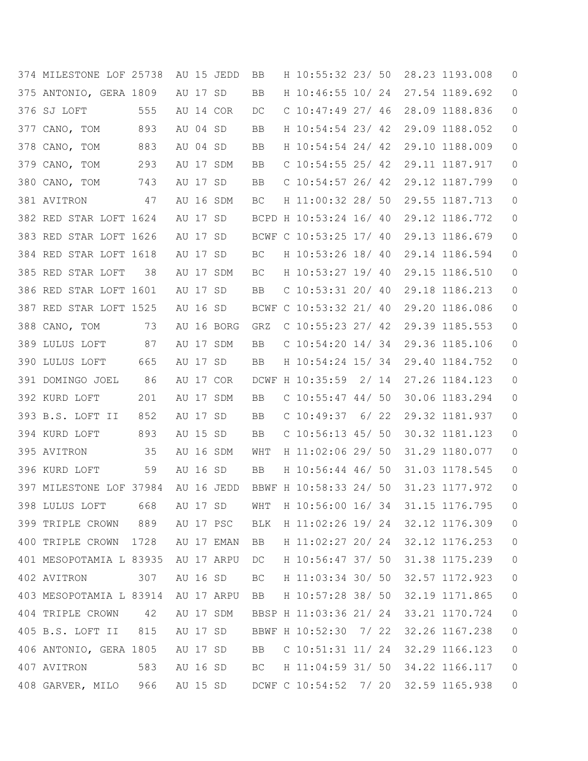```
374 MILESTONE LOF 25738  AU 15 JEDD  BB   H 10:55:32 23/ 50  28.23 1193.008   0
375 ANTONIO, GERA 1809   AU 17 SD    BB   H 10:46:55 10/ 24  27.54 1189.692   0
376 SJ LOFT        555   AU 14 COR   DC   C 10:47:49 27/ 46  28.09 1188.836   0
377 CANO, TOM      893   AU 04 SD    BB   H 10:54:54 23/ 42  29.09 1188.052   0
378 CANO, TOM      883   AU 04 SD    BB   H 10:54:54 24/ 42  29.10 1188.009   0
379 CANO, TOM      293   AU 17 SDM   BB   C 10:54:55 25/ 42  29.11 1187.917   0
380 CANO, TOM      743   AU 17 SD    BB   C 10:54:57 26/ 42  29.12 1187.799   0
381 AVITRON         47   AU 16 SDM   BC   H 11:00:32 28/ 50  29.55 1187.713   0
382 RED STAR LOFT 1624   AU 17 SD    BCPD H 10:53:24 16/ 40  29.12 1186.772   0
383 RED STAR LOFT 1626   AU 17 SD    BCWF C 10:53:25 17/ 40  29.13 1186.679   0
384 RED STAR LOFT 1618   AU 17 SD    BC   H 10:53:26 18/ 40  29.14 1186.594   0
385 RED STAR LOFT   38   AU 17 SDM   BC   H 10:53:27 19/ 40  29.15 1186.510   0
386 RED STAR LOFT 1601   AU 17 SD    BB   C 10:53:31 20/ 40  29.18 1186.213   0
387 RED STAR LOFT 1525   AU 16 SD    BCWF C 10:53:32 21/ 40  29.20 1186.086   0
388 CANO, TOM       73   AU 16 BORG  GRZ  C 10:55:23 27/ 42  29.39 1185.553   0
389 LULUS LOFT      87   AU 17 SDM   BB   C 10:54:20 14/ 34  29.36 1185.106   0
390 LULUS LOFT     665   AU 17 SD    BB   H 10:54:24 15/ 34  29.40 1184.752   0
391 DOMINGO JOEL    86   AU 17 COR   DCWF H 10:35:59  2/ 14  27.26 1184.123   0
392 KURD LOFT      201   AU 17 SDM   BB   C 10:55:47 44/ 50  30.06 1183.294   0
393 B.S. LOFT II   852   AU 17 SD    BB   C 10:49:37  6/ 22  29.32 1181.937   0
394 KURD LOFT      893   AU 15 SD    BB   C 10:56:13 45/ 50  30.32 1181.123   0
395 AVITRON         35   AU 16 SDM   WHT  H 11:02:06 29/ 50  31.29 1180.077   0
396 KURD LOFT       59   AU 16 SD    BB   H 10:56:44 46/ 50  31.03 1178.545   0
397 MILESTONE LOF 37984  AU 16 JEDD  BBWF H 10:58:33 24/ 50  31.23 1177.972   0
398 LULUS LOFT     668   AU 17 SD    WHT  H 10:56:00 16/ 34  31.15 1176.795   0
399 TRIPLE CROWN   889   AU 17 PSC   BLK  H 11:02:26 19/ 24  32.12 1176.309   0
400 TRIPLE CROWN  1728   AU 17 EMAN  BB   H 11:02:27 20/ 24  32.12 1176.253   0
401 MESOPOTAMIA L 83935  AU 17 ARPU  DC   H 10:56:47 37/ 50  31.38 1175.239   0
402 AVITRON        307   AU 16 SD    BC   H 11:03:34 30/ 50  32.57 1172.923   0
403 MESOPOTAMIA L 83914  AU 17 ARPU  BB   H 10:57:28 38/ 50  32.19 1171.865   0
404 TRIPLE CROWN    42   AU 17 SDM   BBSP H 11:03:36 21/ 24  33.21 1170.724   0
405 B.S. LOFT II   815   AU 17 SD    BBWF H 10:52:30  7/ 22  32.26 1167.238   0
406 ANTONIO, GERA 1805   AU 17 SD    BB   C 10:51:31 11/ 24  32.29 1166.123   0
407 AVITRON        583   AU 16 SD    BC   H 11:04:59 31/ 50  34.22 1166.117   0
408 GARVER, MILO   966   AU 15 SD    DCWF C 10:54:52  7/ 20  32.59 1165.938   0
```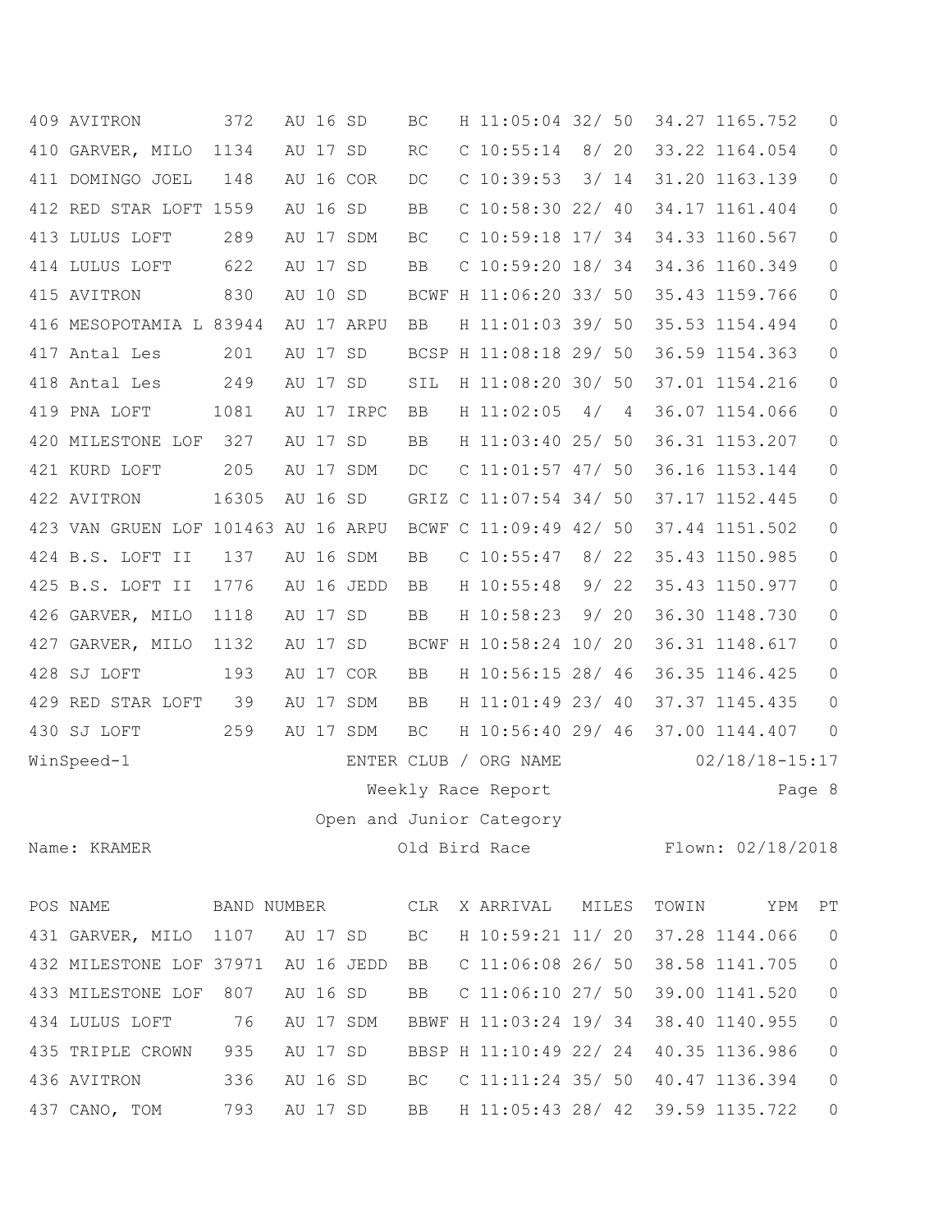| POS | NAME | BAND NUMBER | | | CLR | X | ARRIVAL | MILES | TOWIN | YPM | PT |
|---|---|---|---|---|---|---|---|---|---|---|---|
| 409 | AVITRON | 372 | AU 16 | SD | BC | H | 11:05:04 | 32/ 50 | 34.27 | 1165.752 | 0 |
| 410 | GARVER, MILO | 1134 | AU 17 | SD | RC | C | 10:55:14 | 8/ 20 | 33.22 | 1164.054 | 0 |
| 411 | DOMINGO JOEL | 148 | AU 16 | COR | DC | C | 10:39:53 | 3/ 14 | 31.20 | 1163.139 | 0 |
| 412 | RED STAR LOFT | 1559 | AU 16 | SD | BB | C | 10:58:30 | 22/ 40 | 34.17 | 1161.404 | 0 |
| 413 | LULUS LOFT | 289 | AU 17 | SDM | BC | C | 10:59:18 | 17/ 34 | 34.33 | 1160.567 | 0 |
| 414 | LULUS LOFT | 622 | AU 17 | SD | BB | C | 10:59:20 | 18/ 34 | 34.36 | 1160.349 | 0 |
| 415 | AVITRON | 830 | AU 10 | SD | BCWF | H | 11:06:20 | 33/ 50 | 35.43 | 1159.766 | 0 |
| 416 | MESOPOTAMIA L | 83944 | AU 17 | ARPU | BB | H | 11:01:03 | 39/ 50 | 35.53 | 1154.494 | 0 |
| 417 | Antal Les | 201 | AU 17 | SD | BCSP | H | 11:08:18 | 29/ 50 | 36.59 | 1154.363 | 0 |
| 418 | Antal Les | 249 | AU 17 | SD | SIL | H | 11:08:20 | 30/ 50 | 37.01 | 1154.216 | 0 |
| 419 | PNA LOFT | 1081 | AU 17 | IRPC | BB | H | 11:02:05 | 4/ 4 | 36.07 | 1154.066 | 0 |
| 420 | MILESTONE LOF | 327 | AU 17 | SD | BB | H | 11:03:40 | 25/ 50 | 36.31 | 1153.207 | 0 |
| 421 | KURD LOFT | 205 | AU 17 | SDM | DC | C | 11:01:57 | 47/ 50 | 36.16 | 1153.144 | 0 |
| 422 | AVITRON | 16305 | AU 16 | SD | GRIZ | C | 11:07:54 | 34/ 50 | 37.17 | 1152.445 | 0 |
| 423 | VAN GRUEN LOF | 101463 | AU 16 | ARPU | BCWF | C | 11:09:49 | 42/ 50 | 37.44 | 1151.502 | 0 |
| 424 | B.S. LOFT II | 137 | AU 16 | SDM | BB | C | 10:55:47 | 8/ 22 | 35.43 | 1150.985 | 0 |
| 425 | B.S. LOFT II | 1776 | AU 16 | JEDD | BB | H | 10:55:48 | 9/ 22 | 35.43 | 1150.977 | 0 |
| 426 | GARVER, MILO | 1118 | AU 17 | SD | BB | H | 10:58:23 | 9/ 20 | 36.30 | 1148.730 | 0 |
| 427 | GARVER, MILO | 1132 | AU 17 | SD | BCWF | H | 10:58:24 | 10/ 20 | 36.31 | 1148.617 | 0 |
| 428 | SJ LOFT | 193 | AU 17 | COR | BB | H | 10:56:15 | 28/ 46 | 36.35 | 1146.425 | 0 |
| 429 | RED STAR LOFT | 39 | AU 17 | SDM | BB | H | 11:01:49 | 23/ 40 | 37.37 | 1145.435 | 0 |
| 430 | SJ LOFT | 259 | AU 17 | SDM | BC | H | 10:56:40 | 29/ 46 | 37.00 | 1144.407 | 0 |

WinSpeed-1 ENTER CLUB / ORG NAME 02/18/18-15:17

Weekly Race Report

Open and Junior Category

Name: KRAMER Old Bird Race Flown: 02/18/2018

| POS | NAME | BAND NUMBER | | | CLR | X | ARRIVAL | MILES | TOWIN | YPM | PT |
|---|---|---|---|---|---|---|---|---|---|---|---|
| 431 | GARVER, MILO | 1107 | AU 17 | SD | BC | H | 10:59:21 | 11/ 20 | 37.28 | 1144.066 | 0 |
| 432 | MILESTONE LOF | 37971 | AU 16 | JEDD | BB | C | 11:06:08 | 26/ 50 | 38.58 | 1141.705 | 0 |
| 433 | MILESTONE LOF | 807 | AU 16 | SD | BB | C | 11:06:10 | 27/ 50 | 39.00 | 1141.520 | 0 |
| 434 | LULUS LOFT | 76 | AU 17 | SDM | BBWF | H | 11:03:24 | 19/ 34 | 38.40 | 1140.955 | 0 |
| 435 | TRIPLE CROWN | 935 | AU 17 | SD | BBSP | H | 11:10:49 | 22/ 24 | 40.35 | 1136.986 | 0 |
| 436 | AVITRON | 336 | AU 16 | SD | BC | C | 11:11:24 | 35/ 50 | 40.47 | 1136.394 | 0 |
| 437 | CANO, TOM | 793 | AU 17 | SD | BB | H | 11:05:43 | 28/ 42 | 39.59 | 1135.722 | 0 |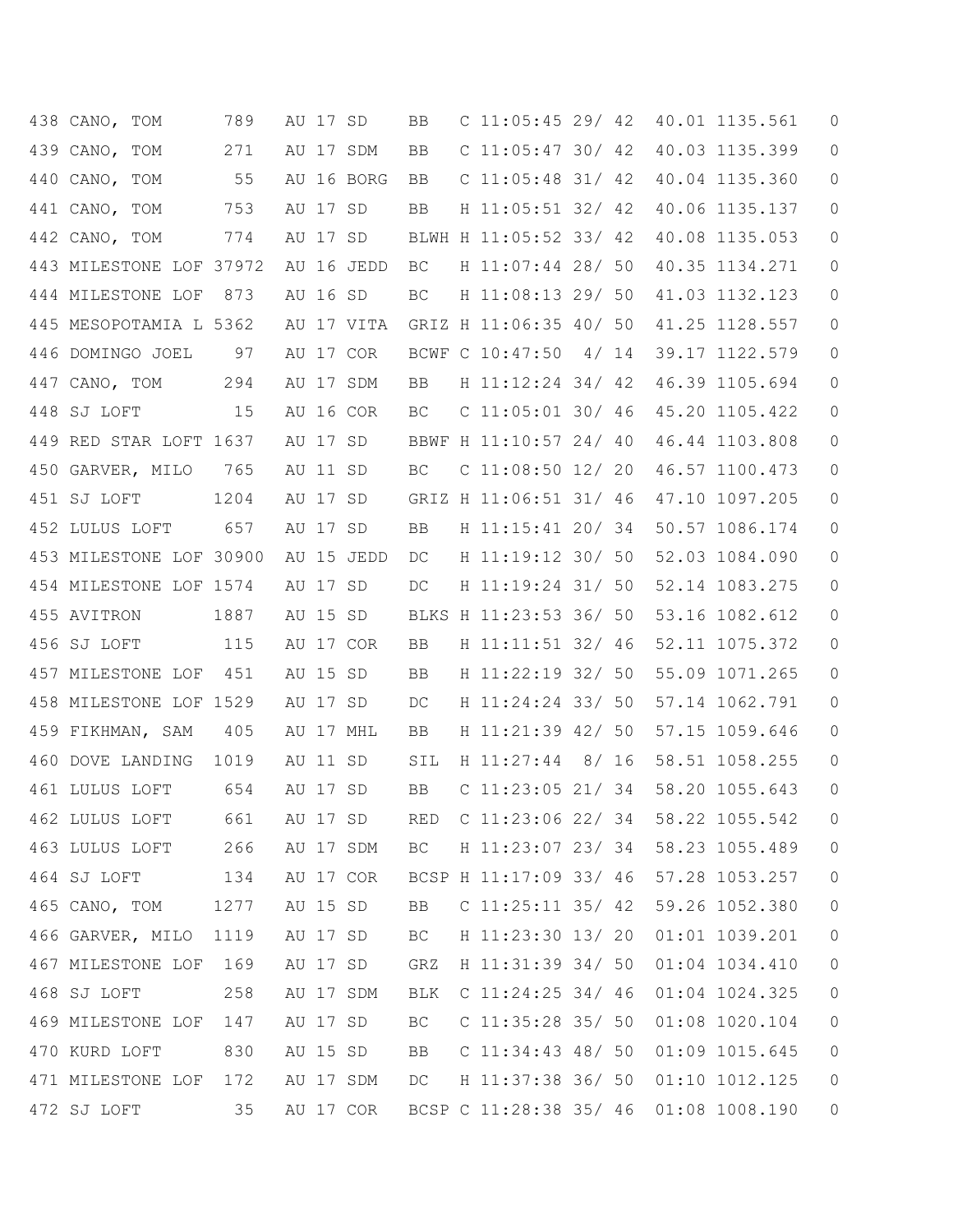```
438 CANO, TOM       789   AU 17 SD    BB   C 11:05:45 29/ 42  40.01 1135.561   0
439 CANO, TOM       271   AU 17 SDM   BB   C 11:05:47 30/ 42  40.03 1135.399   0
440 CANO, TOM        55   AU 16 BORG  BB   C 11:05:48 31/ 42  40.04 1135.360   0
441 CANO, TOM       753   AU 17 SD    BB   H 11:05:51 32/ 42  40.06 1135.137   0
442 CANO, TOM       774   AU 17 SD    BLWH H 11:05:52 33/ 42  40.08 1135.053   0
443 MILESTONE LOF 37972  AU 16 JEDD  BC   H 11:07:44 28/ 50  40.35 1134.271   0
444 MILESTONE LOF  873   AU 16 SD    BC   H 11:08:13 29/ 50  41.03 1132.123   0
445 MESOPOTAMIA L 5362   AU 17 VITA  GRIZ H 11:06:35 40/ 50  41.25 1128.557   0
446 DOMINGO JOEL    97   AU 17 COR   BCWF C 10:47:50  4/ 14  39.17 1122.579   0
447 CANO, TOM       294   AU 17 SDM   BB   H 11:12:24 34/ 42  46.39 1105.694   0
448 SJ LOFT          15   AU 16 COR   BC   C 11:05:01 30/ 46  45.20 1105.422   0
449 RED STAR LOFT 1637   AU 17 SD    BBWF H 11:10:57 24/ 40  46.44 1103.808   0
450 GARVER, MILO   765   AU 11 SD    BC   C 11:08:50 12/ 20  46.57 1100.473   0
451 SJ LOFT       1204   AU 17 SD    GRIZ H 11:06:51 31/ 46  47.10 1097.205   0
452 LULUS LOFT     657   AU 17 SD    BB   H 11:15:41 20/ 34  50.57 1086.174   0
453 MILESTONE LOF 30900  AU 15 JEDD  DC   H 11:19:12 30/ 50  52.03 1084.090   0
454 MILESTONE LOF 1574   AU 17 SD    DC   H 11:19:24 31/ 50  52.14 1083.275   0
455 AVITRON       1887   AU 15 SD    BLKS H 11:23:53 36/ 50  53.16 1082.612   0
456 SJ LOFT        115   AU 17 COR   BB   H 11:11:51 32/ 46  52.11 1075.372   0
457 MILESTONE LOF  451   AU 15 SD    BB   H 11:22:19 32/ 50  55.09 1071.265   0
458 MILESTONE LOF 1529   AU 17 SD    DC   H 11:24:24 33/ 50  57.14 1062.791   0
459 FIKHMAN, SAM   405   AU 17 MHL   BB   H 11:21:39 42/ 50  57.15 1059.646   0
460 DOVE LANDING  1019   AU 11 SD    SIL  H 11:27:44  8/ 16  58.51 1058.255   0
461 LULUS LOFT     654   AU 17 SD    BB   C 11:23:05 21/ 34  58.20 1055.643   0
462 LULUS LOFT     661   AU 17 SD    RED  C 11:23:06 22/ 34  58.22 1055.542   0
463 LULUS LOFT     266   AU 17 SDM   BC   H 11:23:07 23/ 34  58.23 1055.489   0
464 SJ LOFT        134   AU 17 COR   BCSP H 11:17:09 33/ 46  57.28 1053.257   0
465 CANO, TOM     1277   AU 15 SD    BB   C 11:25:11 35/ 42  59.26 1052.380   0
466 GARVER, MILO  1119   AU 17 SD    BC   H 11:23:30 13/ 20  01:01 1039.201   0
467 MILESTONE LOF  169   AU 17 SD    GRZ  H 11:31:39 34/ 50  01:04 1034.410   0
468 SJ LOFT        258   AU 17 SDM   BLK  C 11:24:25 34/ 46  01:04 1024.325   0
469 MILESTONE LOF  147   AU 17 SD    BC   C 11:35:28 35/ 50  01:08 1020.104   0
470 KURD LOFT      830   AU 15 SD    BB   C 11:34:43 48/ 50  01:09 1015.645   0
471 MILESTONE LOF  172   AU 17 SDM   DC   H 11:37:38 36/ 50  01:10 1012.125   0
472 SJ LOFT         35   AU 17 COR   BCSP C 11:28:38 35/ 46  01:08 1008.190   0
```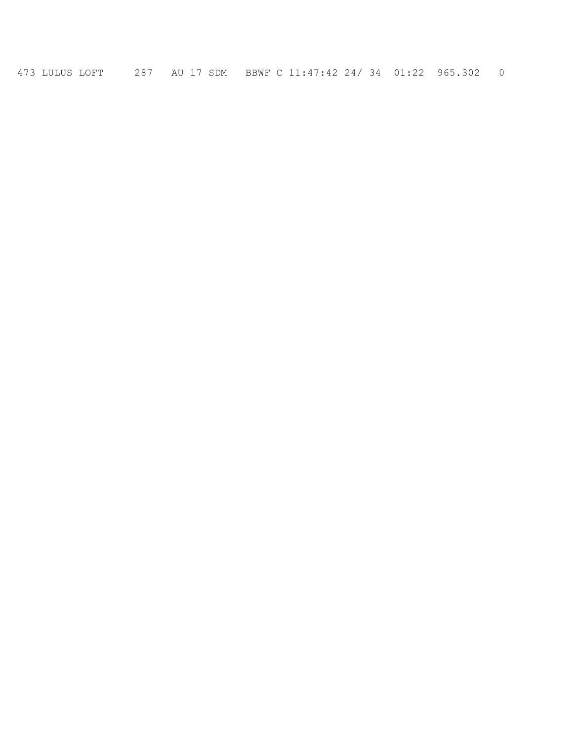473 LULUS LOFT 287 AU 17 SDM BBWF C 11:47:42 24/ 34 01:22 965.302 0